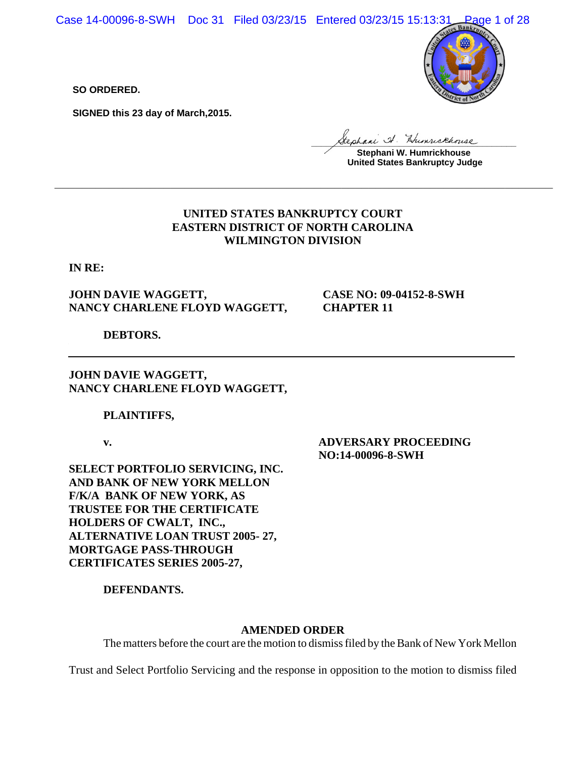**SO ORDERED.**

**SIGNED this 23 day of March,2015.**

**Stephani W. Humrickhouse**
**United States Bankruptcy Judge**

---

**UNITED STATES BANKRUPTCY COURT**
**EASTERN DISTRICT OF NORTH CAROLINA**
**WILMINGTON DIVISION**

**IN RE:**

**JOHN DAVIE WAGGETT,**
**NANCY CHARLENE FLOYD WAGGETT,**

**CASE NO: 09-04152-8-SWH**
**CHAPTER 11**

**DEBTORS.**

---

**JOHN DAVIE WAGGETT,**
**NANCY CHARLENE FLOYD WAGGETT,**

**PLAINTIFFS,**

**v.**

**ADVERSARY PROCEEDING NO:14-00096-8-SWH**

**SELECT PORTFOLIO SERVICING, INC. AND BANK OF NEW YORK MELLON F/K/A BANK OF NEW YORK, AS TRUSTEE FOR THE CERTIFICATE HOLDERS OF CWALT, INC., ALTERNATIVE LOAN TRUST 2005- 27, MORTGAGE PASS-THROUGH CERTIFICATES SERIES 2005-27,**

**DEFENDANTS.**

**AMENDED ORDER**

The matters before the court are the motion to dismiss filed by the Bank of New York Mellon Trust and Select Portfolio Servicing and the response in opposition to the motion to dismiss filed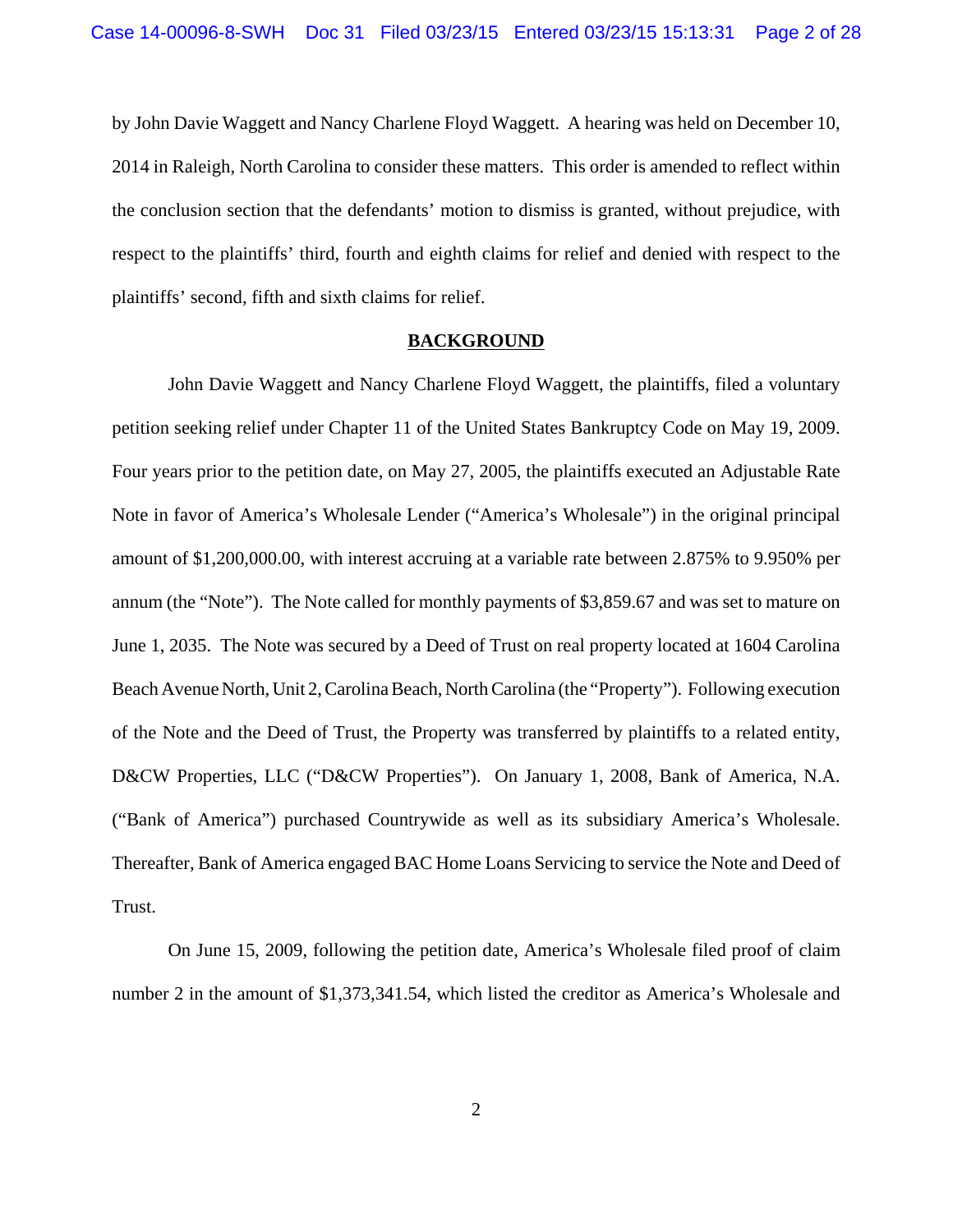by John Davie Waggett and Nancy Charlene Floyd Waggett. A hearing was held on December 10, 2014 in Raleigh, North Carolina to consider these matters. This order is amended to reflect within the conclusion section that the defendants' motion to dismiss is granted, without prejudice, with respect to the plaintiffs' third, fourth and eighth claims for relief and denied with respect to the plaintiffs' second, fifth and sixth claims for relief.

## BACKGROUND

John Davie Waggett and Nancy Charlene Floyd Waggett, the plaintiffs, filed a voluntary petition seeking relief under Chapter 11 of the United States Bankruptcy Code on May 19, 2009. Four years prior to the petition date, on May 27, 2005, the plaintiffs executed an Adjustable Rate Note in favor of America's Wholesale Lender ("America's Wholesale") in the original principal amount of $1,200,000.00, with interest accruing at a variable rate between 2.875% to 9.950% per annum (the "Note"). The Note called for monthly payments of $3,859.67 and was set to mature on June 1, 2035. The Note was secured by a Deed of Trust on real property located at 1604 Carolina Beach Avenue North, Unit 2, Carolina Beach, North Carolina (the "Property"). Following execution of the Note and the Deed of Trust, the Property was transferred by plaintiffs to a related entity, D&CW Properties, LLC ("D&CW Properties"). On January 1, 2008, Bank of America, N.A. ("Bank of America") purchased Countrywide as well as its subsidiary America's Wholesale. Thereafter, Bank of America engaged BAC Home Loans Servicing to service the Note and Deed of Trust.

On June 15, 2009, following the petition date, America's Wholesale filed proof of claim number 2 in the amount of $1,373,341.54, which listed the creditor as America's Wholesale and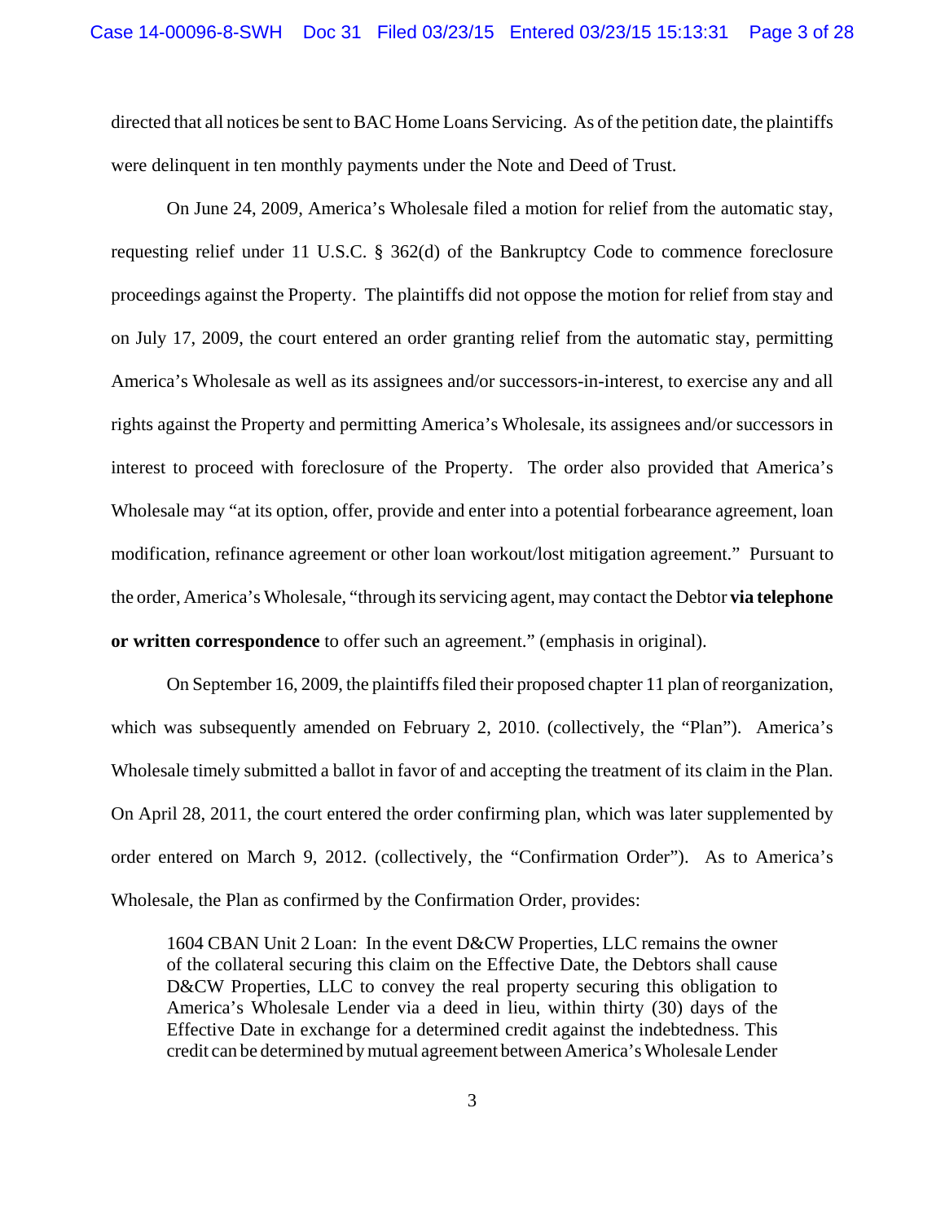directed that all notices be sent to BAC Home Loans Servicing. As of the petition date, the plaintiffs were delinquent in ten monthly payments under the Note and Deed of Trust.

On June 24, 2009, America's Wholesale filed a motion for relief from the automatic stay, requesting relief under 11 U.S.C. § 362(d) of the Bankruptcy Code to commence foreclosure proceedings against the Property. The plaintiffs did not oppose the motion for relief from stay and on July 17, 2009, the court entered an order granting relief from the automatic stay, permitting America's Wholesale as well as its assignees and/or successors-in-interest, to exercise any and all rights against the Property and permitting America's Wholesale, its assignees and/or successors in interest to proceed with foreclosure of the Property. The order also provided that America's Wholesale may "at its option, offer, provide and enter into a potential forbearance agreement, loan modification, refinance agreement or other loan workout/lost mitigation agreement." Pursuant to the order, America's Wholesale, "through its servicing agent, may contact the Debtor **via telephone or written correspondence** to offer such an agreement." (emphasis in original).

On September 16, 2009, the plaintiffs filed their proposed chapter 11 plan of reorganization, which was subsequently amended on February 2, 2010. (collectively, the "Plan"). America's Wholesale timely submitted a ballot in favor of and accepting the treatment of its claim in the Plan. On April 28, 2011, the court entered the order confirming plan, which was later supplemented by order entered on March 9, 2012. (collectively, the "Confirmation Order"). As to America's Wholesale, the Plan as confirmed by the Confirmation Order, provides:

> 1604 CBAN Unit 2 Loan: In the event D&CW Properties, LLC remains the owner of the collateral securing this claim on the Effective Date, the Debtors shall cause D&CW Properties, LLC to convey the real property securing this obligation to America's Wholesale Lender via a deed in lieu, within thirty (30) days of the Effective Date in exchange for a determined credit against the indebtedness. This credit can be determined by mutual agreement between America's Wholesale Lender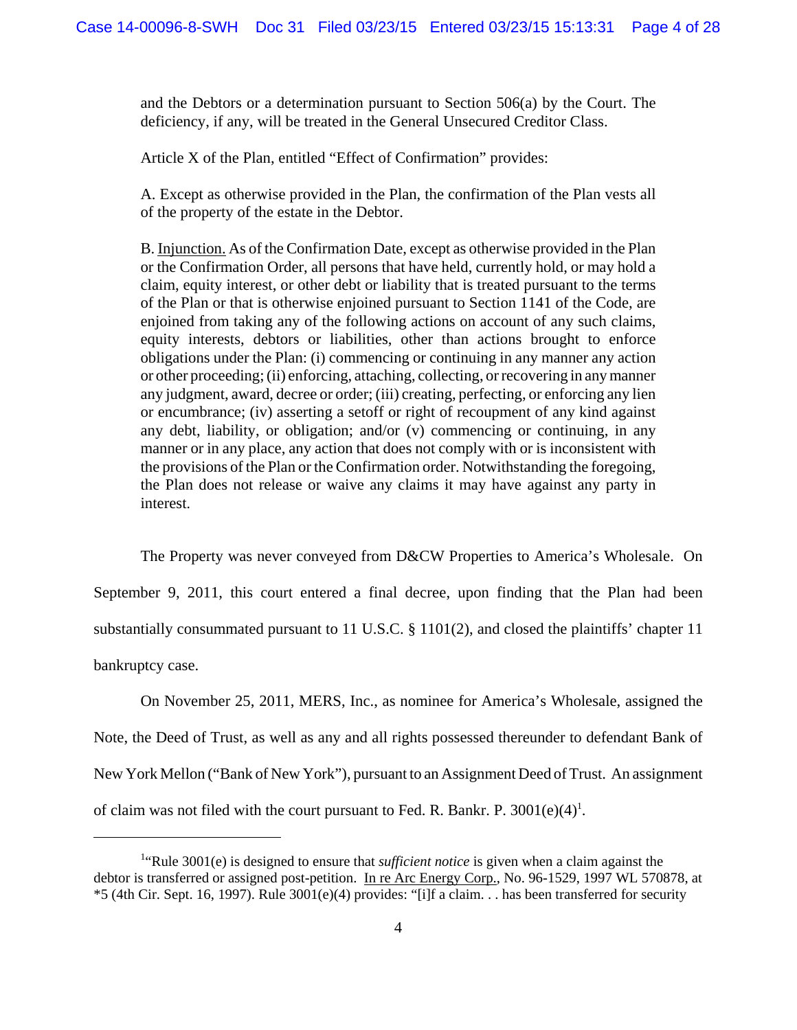and the Debtors or a determination pursuant to Section 506(a) by the Court. The deficiency, if any, will be treated in the General Unsecured Creditor Class.

Article X of the Plan, entitled "Effect of Confirmation" provides:

A. Except as otherwise provided in the Plan, the confirmation of the Plan vests all of the property of the estate in the Debtor.

B. Injunction. As of the Confirmation Date, except as otherwise provided in the Plan or the Confirmation Order, all persons that have held, currently hold, or may hold a claim, equity interest, or other debt or liability that is treated pursuant to the terms of the Plan or that is otherwise enjoined pursuant to Section 1141 of the Code, are enjoined from taking any of the following actions on account of any such claims, equity interests, debtors or liabilities, other than actions brought to enforce obligations under the Plan: (i) commencing or continuing in any manner any action or other proceeding; (ii) enforcing, attaching, collecting, or recovering in any manner any judgment, award, decree or order; (iii) creating, perfecting, or enforcing any lien or encumbrance; (iv) asserting a setoff or right of recoupment of any kind against any debt, liability, or obligation; and/or (v) commencing or continuing, in any manner or in any place, any action that does not comply with or is inconsistent with the provisions of the Plan or the Confirmation order. Notwithstanding the foregoing, the Plan does not release or waive any claims it may have against any party in interest.

The Property was never conveyed from D&CW Properties to America's Wholesale. On September 9, 2011, this court entered a final decree, upon finding that the Plan had been substantially consummated pursuant to 11 U.S.C. § 1101(2), and closed the plaintiffs' chapter 11 bankruptcy case.

On November 25, 2011, MERS, Inc., as nominee for America's Wholesale, assigned the Note, the Deed of Trust, as well as any and all rights possessed thereunder to defendant Bank of New York Mellon ("Bank of New York"), pursuant to an Assignment Deed of Trust. An assignment of claim was not filed with the court pursuant to Fed. R. Bankr. P. 3001(e)(4)[1].

---

[1]"Rule 3001(e) is designed to ensure that *sufficient notice* is given when a claim against the debtor is transferred or assigned post-petition. In re Arc Energy Corp., No. 96-1529, 1997 WL 570878, at *5 (4th Cir. Sept. 16, 1997). Rule 3001(e)(4) provides: "[i]f a claim. . . has been transferred for security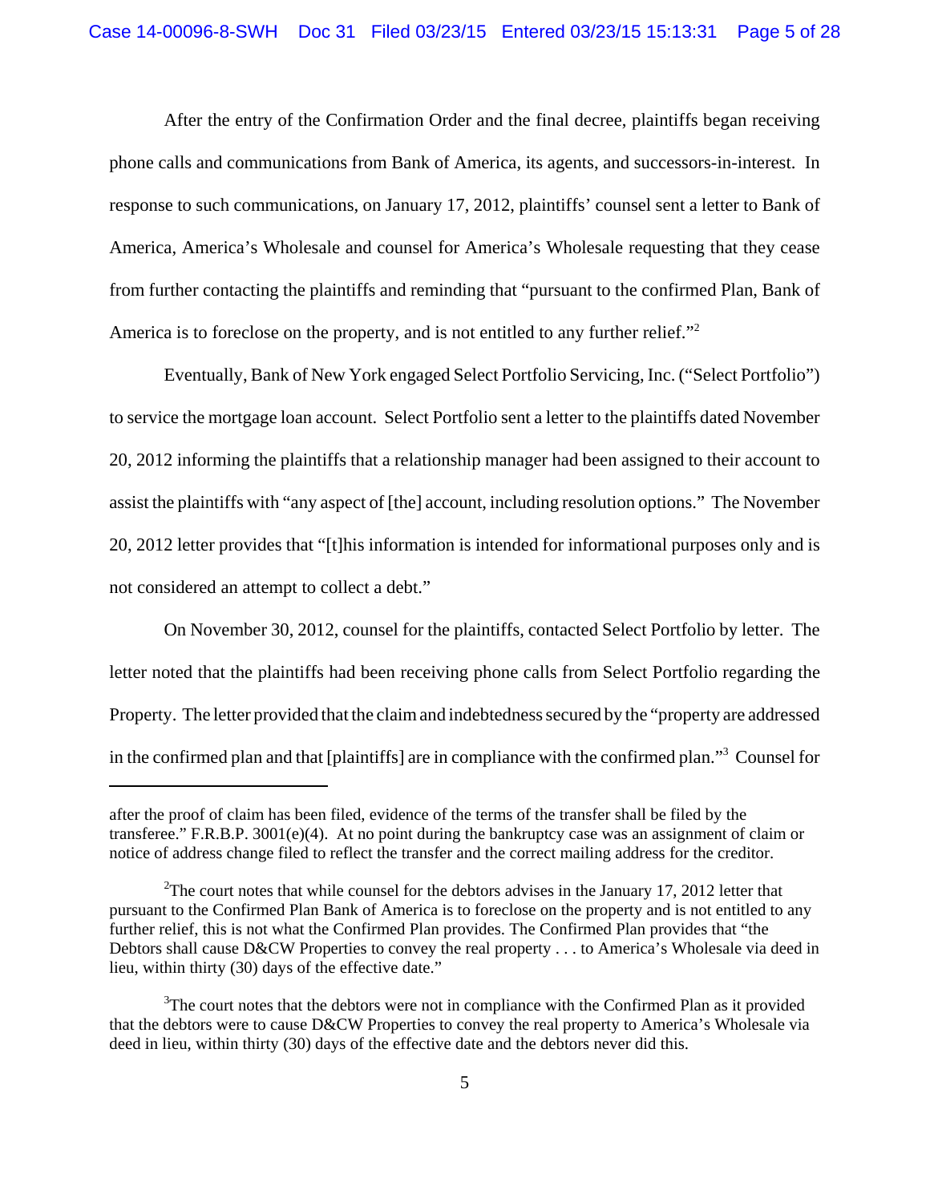After the entry of the Confirmation Order and the final decree, plaintiffs began receiving phone calls and communications from Bank of America, its agents, and successors-in-interest. In response to such communications, on January 17, 2012, plaintiffs' counsel sent a letter to Bank of America, America's Wholesale and counsel for America's Wholesale requesting that they cease from further contacting the plaintiffs and reminding that "pursuant to the confirmed Plan, Bank of America is to foreclose on the property, and is not entitled to any further relief."[2]

Eventually, Bank of New York engaged Select Portfolio Servicing, Inc. ("Select Portfolio") to service the mortgage loan account. Select Portfolio sent a letter to the plaintiffs dated November 20, 2012 informing the plaintiffs that a relationship manager had been assigned to their account to assist the plaintiffs with "any aspect of [the] account, including resolution options." The November 20, 2012 letter provides that "[t]his information is intended for informational purposes only and is not considered an attempt to collect a debt."

On November 30, 2012, counsel for the plaintiffs, contacted Select Portfolio by letter. The letter noted that the plaintiffs had been receiving phone calls from Select Portfolio regarding the Property. The letter provided that the claim and indebtedness secured by the "property are addressed in the confirmed plan and that [plaintiffs] are in compliance with the confirmed plan."[3] Counsel for

---

after the proof of claim has been filed, evidence of the terms of the transfer shall be filed by the transferee." F.R.B.P. 3001(e)(4). At no point during the bankruptcy case was an assignment of claim or notice of address change filed to reflect the transfer and the correct mailing address for the creditor.

[2] The court notes that while counsel for the debtors advises in the January 17, 2012 letter that pursuant to the Confirmed Plan Bank of America is to foreclose on the property and is not entitled to any further relief, this is not what the Confirmed Plan provides. The Confirmed Plan provides that "the Debtors shall cause D&CW Properties to convey the real property . . . to America's Wholesale via deed in lieu, within thirty (30) days of the effective date."

[3] The court notes that the debtors were not in compliance with the Confirmed Plan as it provided that the debtors were to cause D&CW Properties to convey the real property to America's Wholesale via deed in lieu, within thirty (30) days of the effective date and the debtors never did this.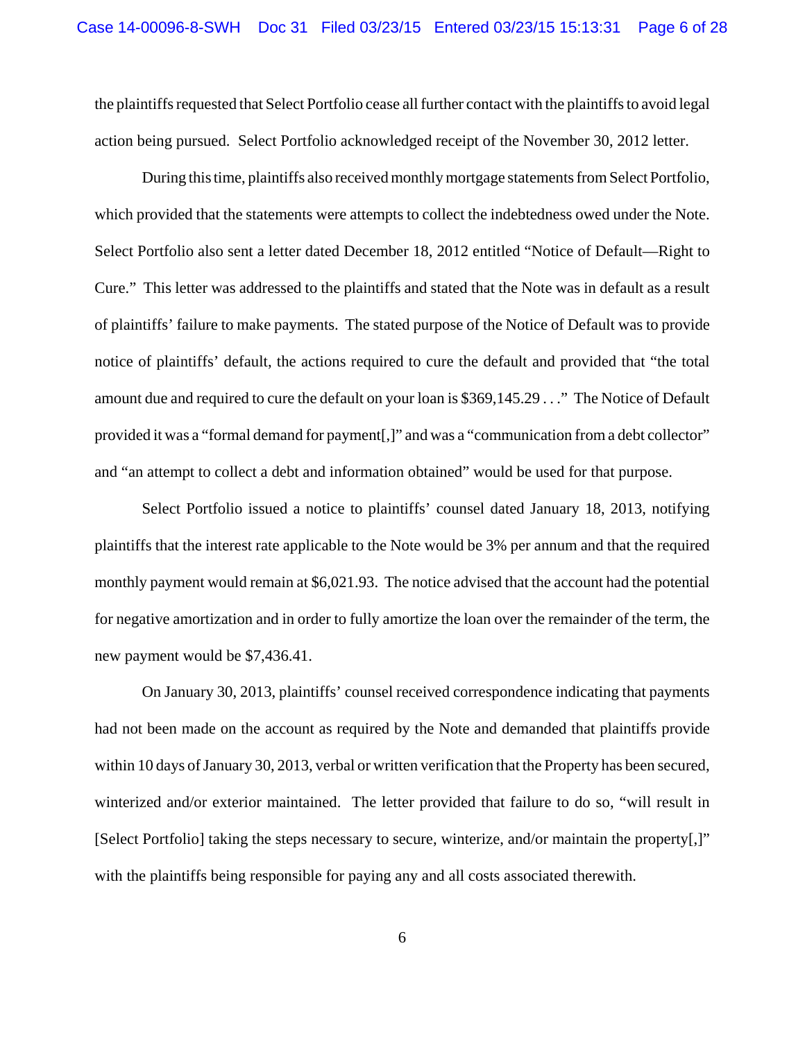the plaintiffs requested that Select Portfolio cease all further contact with the plaintiffs to avoid legal action being pursued. Select Portfolio acknowledged receipt of the November 30, 2012 letter.

During this time, plaintiffs also received monthly mortgage statements from Select Portfolio, which provided that the statements were attempts to collect the indebtedness owed under the Note. Select Portfolio also sent a letter dated December 18, 2012 entitled "Notice of Default—Right to Cure." This letter was addressed to the plaintiffs and stated that the Note was in default as a result of plaintiffs' failure to make payments. The stated purpose of the Notice of Default was to provide notice of plaintiffs' default, the actions required to cure the default and provided that "the total amount due and required to cure the default on your loan is $369,145.29 . . ." The Notice of Default provided it was a "formal demand for payment[,]" and was a "communication from a debt collector" and "an attempt to collect a debt and information obtained" would be used for that purpose.

Select Portfolio issued a notice to plaintiffs' counsel dated January 18, 2013, notifying plaintiffs that the interest rate applicable to the Note would be 3% per annum and that the required monthly payment would remain at $6,021.93. The notice advised that the account had the potential for negative amortization and in order to fully amortize the loan over the remainder of the term, the new payment would be $7,436.41.

On January 30, 2013, plaintiffs' counsel received correspondence indicating that payments had not been made on the account as required by the Note and demanded that plaintiffs provide within 10 days of January 30, 2013, verbal or written verification that the Property has been secured, winterized and/or exterior maintained. The letter provided that failure to do so, "will result in [Select Portfolio] taking the steps necessary to secure, winterize, and/or maintain the property[,]" with the plaintiffs being responsible for paying any and all costs associated therewith.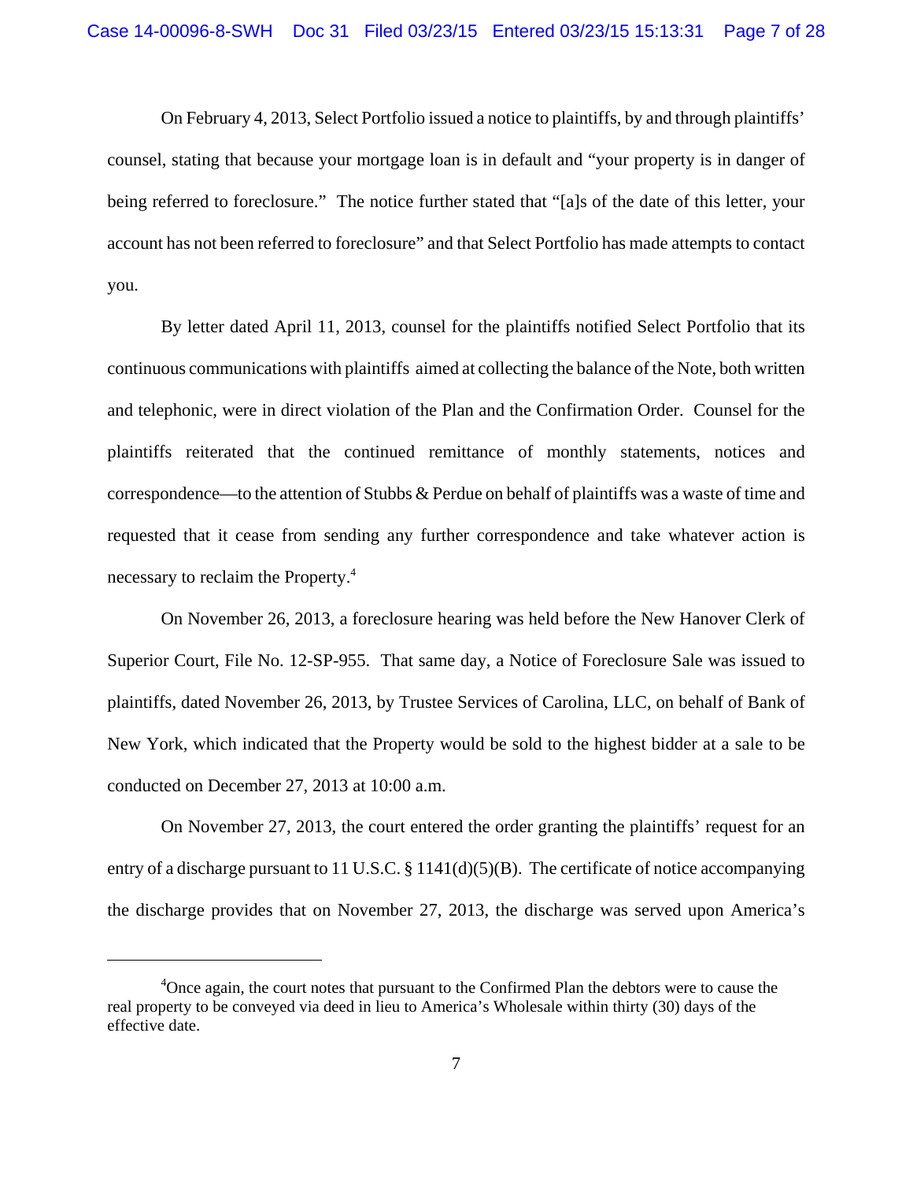On February 4, 2013, Select Portfolio issued a notice to plaintiffs, by and through plaintiffs' counsel, stating that because your mortgage loan is in default and "your property is in danger of being referred to foreclosure." The notice further stated that "[a]s of the date of this letter, your account has not been referred to foreclosure" and that Select Portfolio has made attempts to contact you.

By letter dated April 11, 2013, counsel for the plaintiffs notified Select Portfolio that its continuous communications with plaintiffs aimed at collecting the balance of the Note, both written and telephonic, were in direct violation of the Plan and the Confirmation Order. Counsel for the plaintiffs reiterated that the continued remittance of monthly statements, notices and correspondence—to the attention of Stubbs & Perdue on behalf of plaintiffs was a waste of time and requested that it cease from sending any further correspondence and take whatever action is necessary to reclaim the Property.[4]

On November 26, 2013, a foreclosure hearing was held before the New Hanover Clerk of Superior Court, File No. 12-SP-955. That same day, a Notice of Foreclosure Sale was issued to plaintiffs, dated November 26, 2013, by Trustee Services of Carolina, LLC, on behalf of Bank of New York, which indicated that the Property would be sold to the highest bidder at a sale to be conducted on December 27, 2013 at 10:00 a.m.

On November 27, 2013, the court entered the order granting the plaintiffs' request for an entry of a discharge pursuant to 11 U.S.C. § 1141(d)(5)(B). The certificate of notice accompanying the discharge provides that on November 27, 2013, the discharge was served upon America's

---

[4]Once again, the court notes that pursuant to the Confirmed Plan the debtors were to cause the real property to be conveyed via deed in lieu to America's Wholesale within thirty (30) days of the effective date.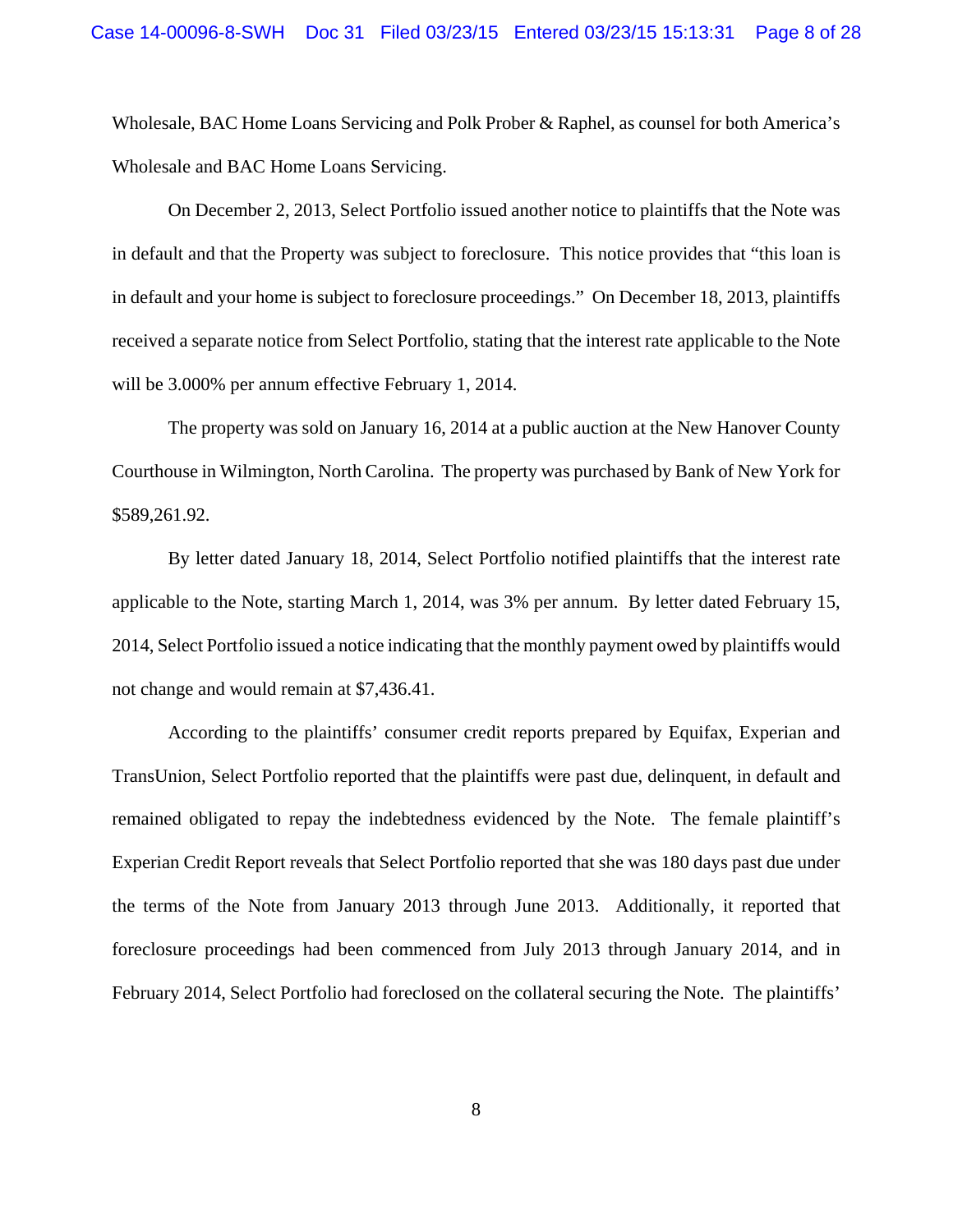Wholesale, BAC Home Loans Servicing and Polk Prober & Raphel, as counsel for both America's Wholesale and BAC Home Loans Servicing.

On December 2, 2013, Select Portfolio issued another notice to plaintiffs that the Note was in default and that the Property was subject to foreclosure. This notice provides that "this loan is in default and your home is subject to foreclosure proceedings." On December 18, 2013, plaintiffs received a separate notice from Select Portfolio, stating that the interest rate applicable to the Note will be 3.000% per annum effective February 1, 2014.

The property was sold on January 16, 2014 at a public auction at the New Hanover County Courthouse in Wilmington, North Carolina. The property was purchased by Bank of New York for $589,261.92.

By letter dated January 18, 2014, Select Portfolio notified plaintiffs that the interest rate applicable to the Note, starting March 1, 2014, was 3% per annum. By letter dated February 15, 2014, Select Portfolio issued a notice indicating that the monthly payment owed by plaintiffs would not change and would remain at $7,436.41.

According to the plaintiffs' consumer credit reports prepared by Equifax, Experian and TransUnion, Select Portfolio reported that the plaintiffs were past due, delinquent, in default and remained obligated to repay the indebtedness evidenced by the Note. The female plaintiff's Experian Credit Report reveals that Select Portfolio reported that she was 180 days past due under the terms of the Note from January 2013 through June 2013. Additionally, it reported that foreclosure proceedings had been commenced from July 2013 through January 2014, and in February 2014, Select Portfolio had foreclosed on the collateral securing the Note. The plaintiffs'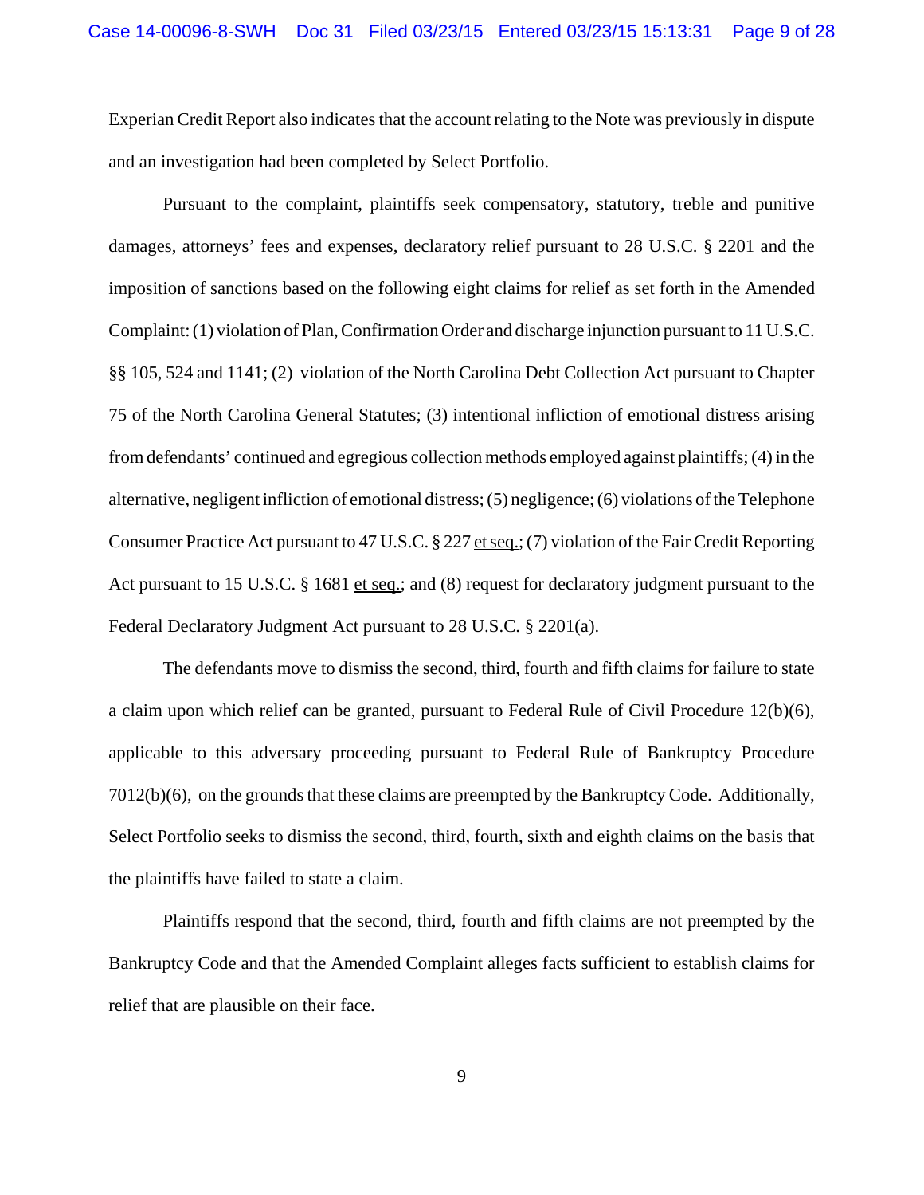Experian Credit Report also indicates that the account relating to the Note was previously in dispute and an investigation had been completed by Select Portfolio.

Pursuant to the complaint, plaintiffs seek compensatory, statutory, treble and punitive damages, attorneys' fees and expenses, declaratory relief pursuant to 28 U.S.C. § 2201 and the imposition of sanctions based on the following eight claims for relief as set forth in the Amended Complaint: (1) violation of Plan, Confirmation Order and discharge injunction pursuant to 11 U.S.C. §§ 105, 524 and 1141; (2) violation of the North Carolina Debt Collection Act pursuant to Chapter 75 of the North Carolina General Statutes; (3) intentional infliction of emotional distress arising from defendants' continued and egregious collection methods employed against plaintiffs; (4) in the alternative, negligent infliction of emotional distress; (5) negligence; (6) violations of the Telephone Consumer Practice Act pursuant to 47 U.S.C. § 227 <u>et seq.</u>; (7) violation of the Fair Credit Reporting Act pursuant to 15 U.S.C. § 1681 <u>et seq.</u>; and (8) request for declaratory judgment pursuant to the Federal Declaratory Judgment Act pursuant to 28 U.S.C. § 2201(a).

The defendants move to dismiss the second, third, fourth and fifth claims for failure to state a claim upon which relief can be granted, pursuant to Federal Rule of Civil Procedure 12(b)(6), applicable to this adversary proceeding pursuant to Federal Rule of Bankruptcy Procedure 7012(b)(6), on the grounds that these claims are preempted by the Bankruptcy Code. Additionally, Select Portfolio seeks to dismiss the second, third, fourth, sixth and eighth claims on the basis that the plaintiffs have failed to state a claim.

Plaintiffs respond that the second, third, fourth and fifth claims are not preempted by the Bankruptcy Code and that the Amended Complaint alleges facts sufficient to establish claims for relief that are plausible on their face.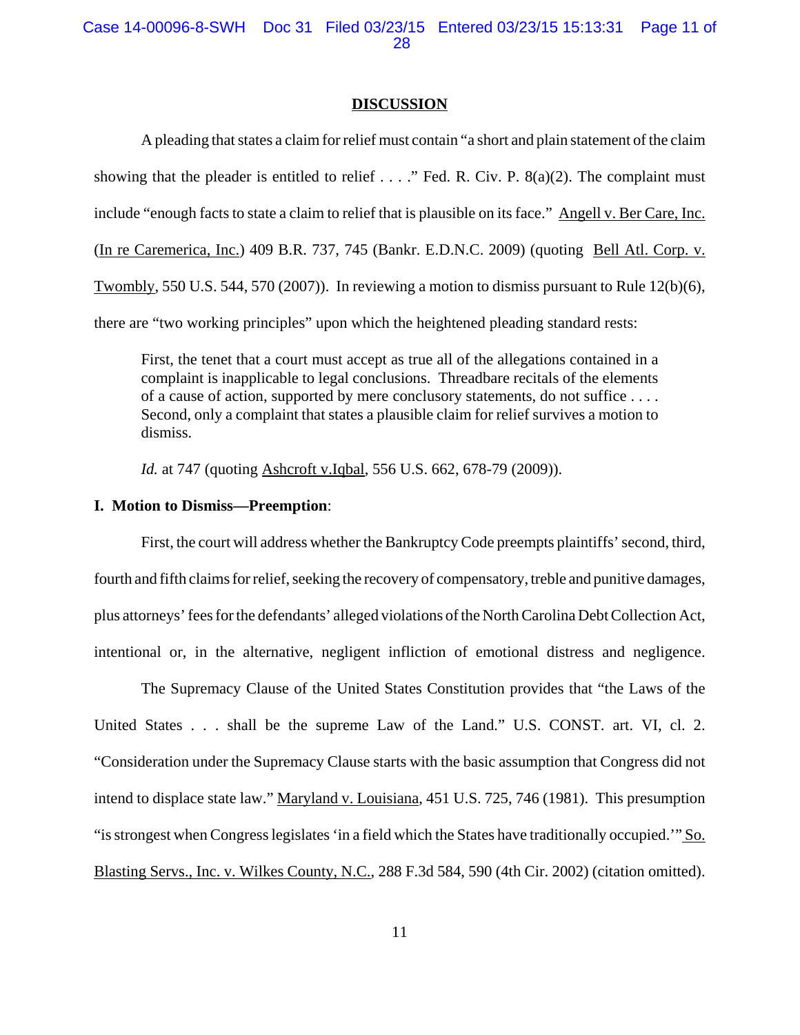## DISCUSSION

A pleading that states a claim for relief must contain "a short and plain statement of the claim showing that the pleader is entitled to relief . . . ." Fed. R. Civ. P. 8(a)(2). The complaint must include "enough facts to state a claim to relief that is plausible on its face." Angell v. Ber Care, Inc. (In re Caremerica, Inc.) 409 B.R. 737, 745 (Bankr. E.D.N.C. 2009) (quoting Bell Atl. Corp. v. Twombly, 550 U.S. 544, 570 (2007)). In reviewing a motion to dismiss pursuant to Rule 12(b)(6), there are "two working principles" upon which the heightened pleading standard rests:

> First, the tenet that a court must accept as true all of the allegations contained in a complaint is inapplicable to legal conclusions. Threadbare recitals of the elements of a cause of action, supported by mere conclusory statements, do not suffice . . . . Second, only a complaint that states a plausible claim for relief survives a motion to dismiss.
>
> *Id.* at 747 (quoting Ashcroft v.Iqbal, 556 U.S. 662, 678-79 (2009)).

**I. Motion to Dismiss—Preemption**:

First, the court will address whether the Bankruptcy Code preempts plaintiffs' second, third, fourth and fifth claims for relief, seeking the recovery of compensatory, treble and punitive damages, plus attorneys' fees for the defendants' alleged violations of the North Carolina Debt Collection Act, intentional or, in the alternative, negligent infliction of emotional distress and negligence.

The Supremacy Clause of the United States Constitution provides that "the Laws of the United States . . . shall be the supreme Law of the Land." U.S. CONST. art. VI, cl. 2. "Consideration under the Supremacy Clause starts with the basic assumption that Congress did not intend to displace state law." Maryland v. Louisiana, 451 U.S. 725, 746 (1981). This presumption "is strongest when Congress legislates 'in a field which the States have traditionally occupied.'" So. Blasting Servs., Inc. v. Wilkes County, N.C., 288 F.3d 584, 590 (4th Cir. 2002) (citation omitted).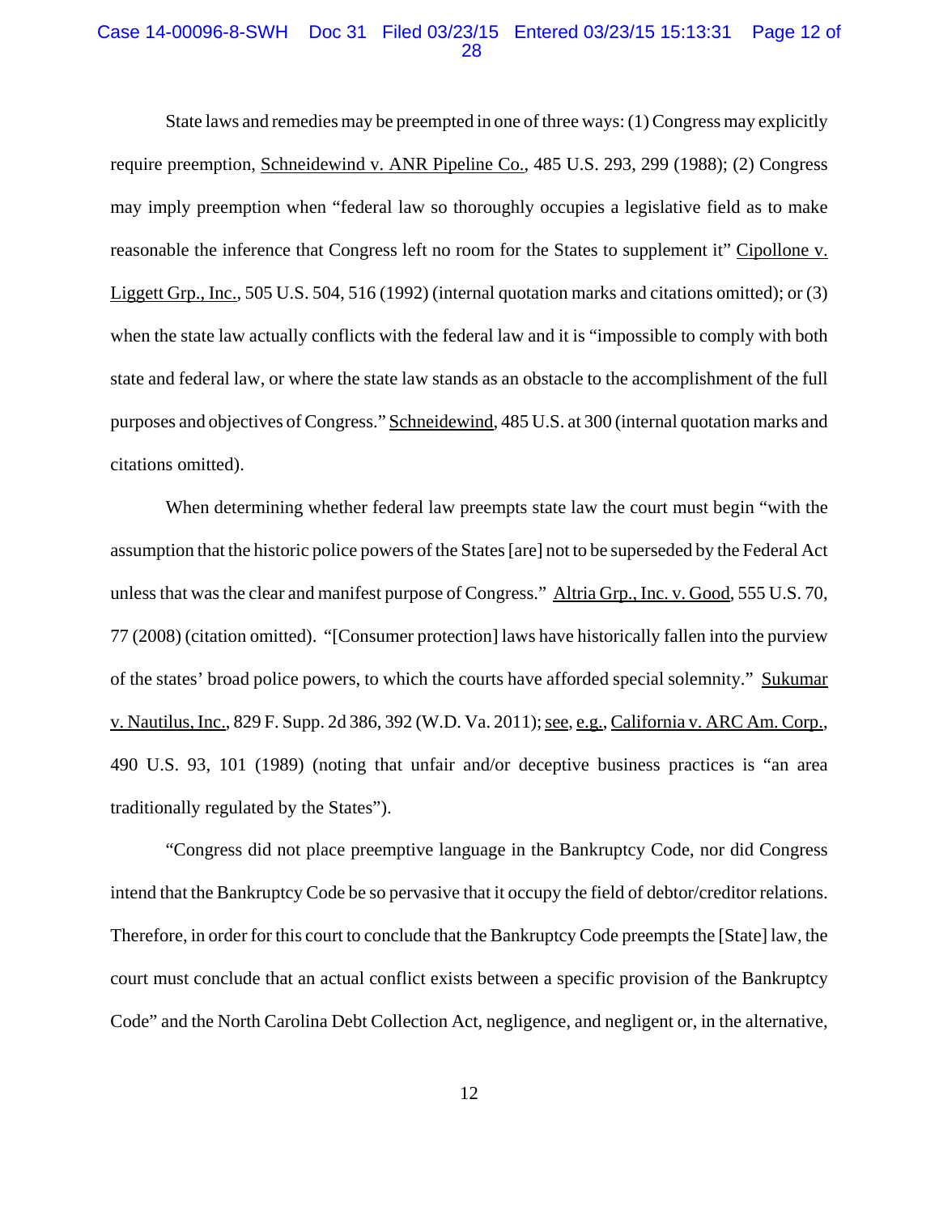State laws and remedies may be preempted in one of three ways: (1) Congress may explicitly require preemption, Schneidewind v. ANR Pipeline Co., 485 U.S. 293, 299 (1988); (2) Congress may imply preemption when "federal law so thoroughly occupies a legislative field as to make reasonable the inference that Congress left no room for the States to supplement it" Cipollone v. Liggett Grp., Inc., 505 U.S. 504, 516 (1992) (internal quotation marks and citations omitted); or (3) when the state law actually conflicts with the federal law and it is "impossible to comply with both state and federal law, or where the state law stands as an obstacle to the accomplishment of the full purposes and objectives of Congress." Schneidewind, 485 U.S. at 300 (internal quotation marks and citations omitted).

When determining whether federal law preempts state law the court must begin "with the assumption that the historic police powers of the States [are] not to be superseded by the Federal Act unless that was the clear and manifest purpose of Congress." Altria Grp., Inc. v. Good, 555 U.S. 70, 77 (2008) (citation omitted). "[Consumer protection] laws have historically fallen into the purview of the states' broad police powers, to which the courts have afforded special solemnity." Sukumar v. Nautilus, Inc., 829 F. Supp. 2d 386, 392 (W.D. Va. 2011); see, e.g., California v. ARC Am. Corp., 490 U.S. 93, 101 (1989) (noting that unfair and/or deceptive business practices is "an area traditionally regulated by the States").

"Congress did not place preemptive language in the Bankruptcy Code, nor did Congress intend that the Bankruptcy Code be so pervasive that it occupy the field of debtor/creditor relations. Therefore, in order for this court to conclude that the Bankruptcy Code preempts the [State] law, the court must conclude that an actual conflict exists between a specific provision of the Bankruptcy Code" and the North Carolina Debt Collection Act, negligence, and negligent or, in the alternative,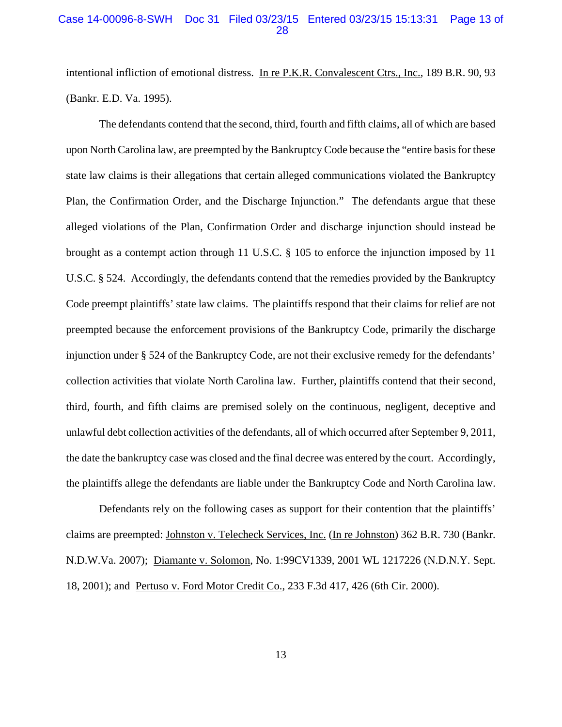intentional infliction of emotional distress. In re P.K.R. Convalescent Ctrs., Inc., 189 B.R. 90, 93 (Bankr. E.D. Va. 1995).

The defendants contend that the second, third, fourth and fifth claims, all of which are based upon North Carolina law, are preempted by the Bankruptcy Code because the "entire basis for these state law claims is their allegations that certain alleged communications violated the Bankruptcy Plan, the Confirmation Order, and the Discharge Injunction." The defendants argue that these alleged violations of the Plan, Confirmation Order and discharge injunction should instead be brought as a contempt action through 11 U.S.C. § 105 to enforce the injunction imposed by 11 U.S.C. § 524. Accordingly, the defendants contend that the remedies provided by the Bankruptcy Code preempt plaintiffs' state law claims. The plaintiffs respond that their claims for relief are not preempted because the enforcement provisions of the Bankruptcy Code, primarily the discharge injunction under § 524 of the Bankruptcy Code, are not their exclusive remedy for the defendants' collection activities that violate North Carolina law. Further, plaintiffs contend that their second, third, fourth, and fifth claims are premised solely on the continuous, negligent, deceptive and unlawful debt collection activities of the defendants, all of which occurred after September 9, 2011, the date the bankruptcy case was closed and the final decree was entered by the court. Accordingly, the plaintiffs allege the defendants are liable under the Bankruptcy Code and North Carolina law.

Defendants rely on the following cases as support for their contention that the plaintiffs' claims are preempted: Johnston v. Telecheck Services, Inc. (In re Johnston) 362 B.R. 730 (Bankr. N.D.W.Va. 2007); Diamante v. Solomon, No. 1:99CV1339, 2001 WL 1217226 (N.D.N.Y. Sept. 18, 2001); and Pertuso v. Ford Motor Credit Co., 233 F.3d 417, 426 (6th Cir. 2000).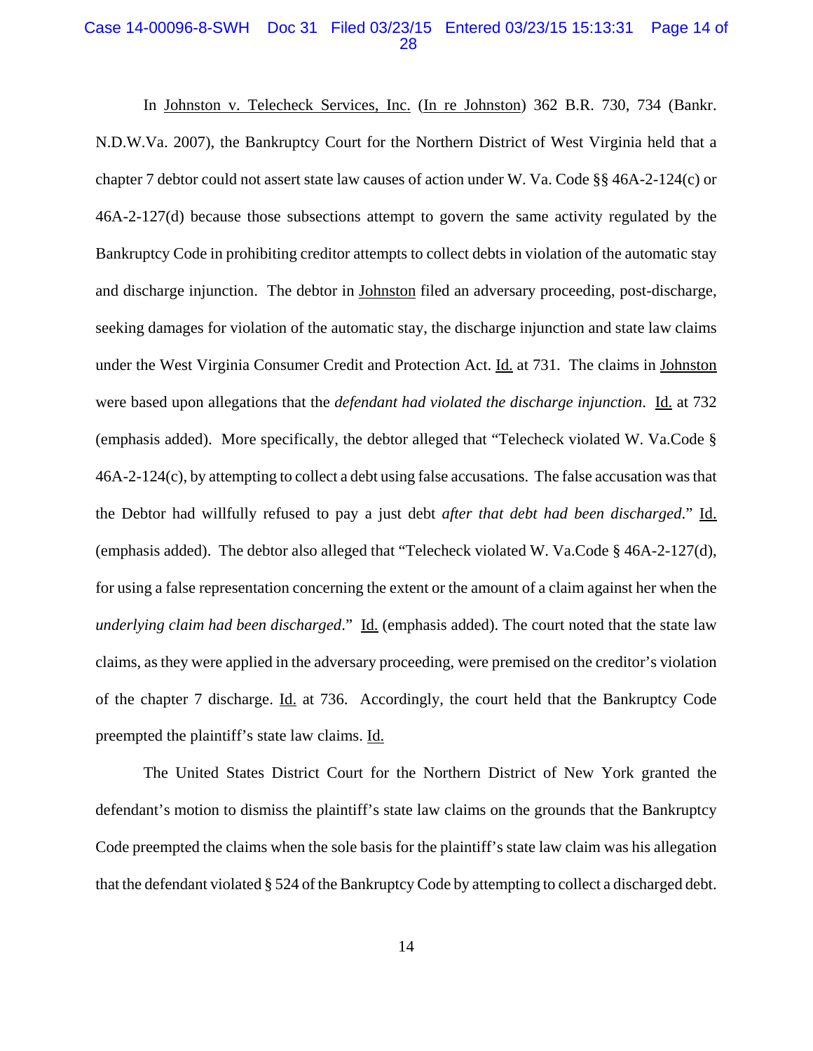In Johnston v. Telecheck Services, Inc. (In re Johnston) 362 B.R. 730, 734 (Bankr. N.D.W.Va. 2007), the Bankruptcy Court for the Northern District of West Virginia held that a chapter 7 debtor could not assert state law causes of action under W. Va. Code §§ 46A-2-124(c) or 46A-2-127(d) because those subsections attempt to govern the same activity regulated by the Bankruptcy Code in prohibiting creditor attempts to collect debts in violation of the automatic stay and discharge injunction. The debtor in Johnston filed an adversary proceeding, post-discharge, seeking damages for violation of the automatic stay, the discharge injunction and state law claims under the West Virginia Consumer Credit and Protection Act. Id. at 731. The claims in Johnston were based upon allegations that the *defendant had violated the discharge injunction*. Id. at 732 (emphasis added). More specifically, the debtor alleged that "Telecheck violated W. Va.Code § 46A-2-124(c), by attempting to collect a debt using false accusations. The false accusation was that the Debtor had willfully refused to pay a just debt *after that debt had been discharged*." Id. (emphasis added). The debtor also alleged that "Telecheck violated W. Va.Code § 46A-2-127(d), for using a false representation concerning the extent or the amount of a claim against her when the *underlying claim had been discharged*." Id. (emphasis added). The court noted that the state law claims, as they were applied in the adversary proceeding, were premised on the creditor's violation of the chapter 7 discharge. Id. at 736. Accordingly, the court held that the Bankruptcy Code preempted the plaintiff's state law claims. Id.

The United States District Court for the Northern District of New York granted the defendant's motion to dismiss the plaintiff's state law claims on the grounds that the Bankruptcy Code preempted the claims when the sole basis for the plaintiff's state law claim was his allegation that the defendant violated § 524 of the Bankruptcy Code by attempting to collect a discharged debt.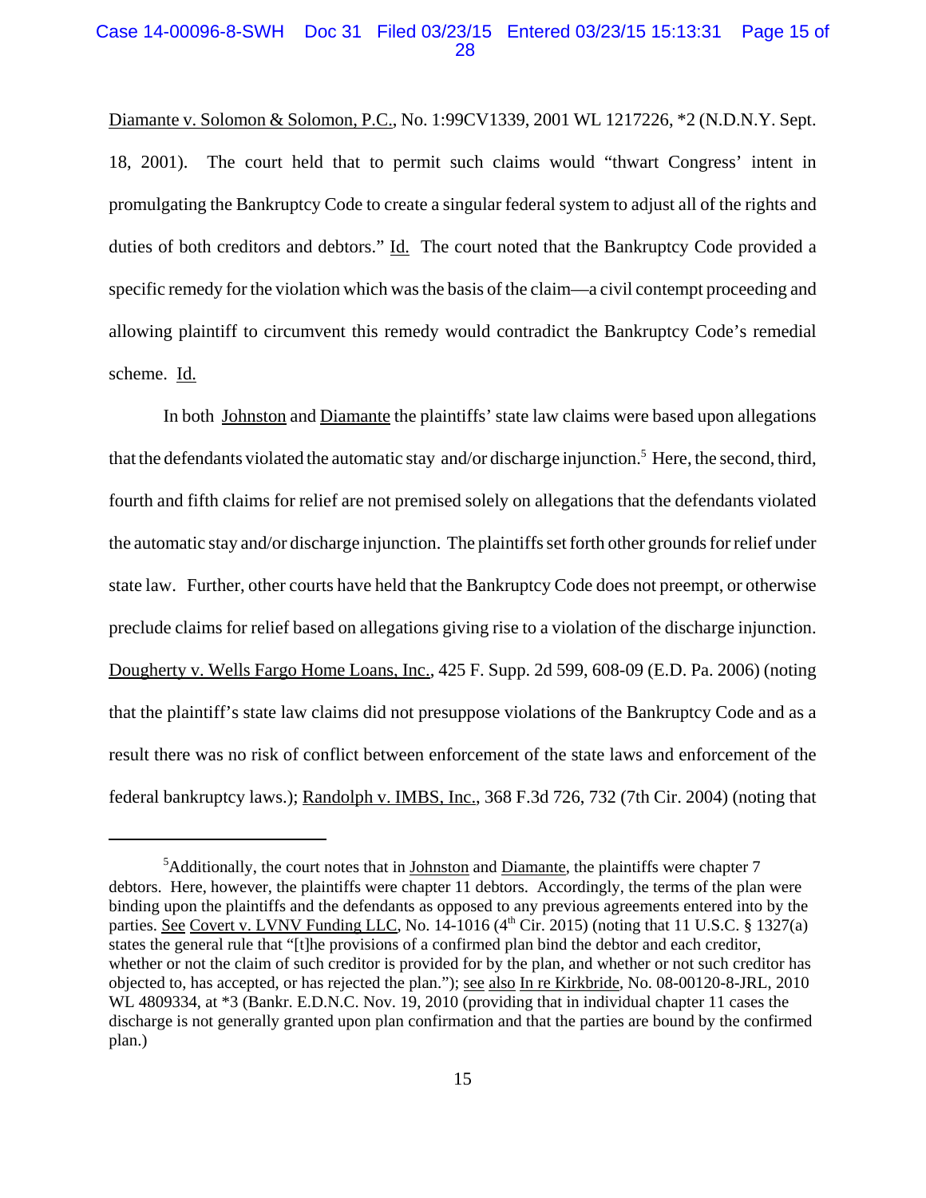Diamante v. Solomon & Solomon, P.C., No. 1:99CV1339, 2001 WL 1217226, *2 (N.D.N.Y. Sept. 18, 2001). The court held that to permit such claims would "thwart Congress' intent in promulgating the Bankruptcy Code to create a singular federal system to adjust all of the rights and duties of both creditors and debtors." Id. The court noted that the Bankruptcy Code provided a specific remedy for the violation which was the basis of the claim—a civil contempt proceeding and allowing plaintiff to circumvent this remedy would contradict the Bankruptcy Code's remedial scheme. Id.

In both Johnston and Diamante the plaintiffs' state law claims were based upon allegations that the defendants violated the automatic stay and/or discharge injunction.[5] Here, the second, third, fourth and fifth claims for relief are not premised solely on allegations that the defendants violated the automatic stay and/or discharge injunction. The plaintiffs set forth other grounds for relief under state law. Further, other courts have held that the Bankruptcy Code does not preempt, or otherwise preclude claims for relief based on allegations giving rise to a violation of the discharge injunction. Dougherty v. Wells Fargo Home Loans, Inc., 425 F. Supp. 2d 599, 608-09 (E.D. Pa. 2006) (noting that the plaintiff's state law claims did not presuppose violations of the Bankruptcy Code and as a result there was no risk of conflict between enforcement of the state laws and enforcement of the federal bankruptcy laws.); Randolph v. IMBS, Inc., 368 F.3d 726, 732 (7th Cir. 2004) (noting that

---

[5] Additionally, the court notes that in Johnston and Diamante, the plaintiffs were chapter 7 debtors. Here, however, the plaintiffs were chapter 11 debtors. Accordingly, the terms of the plan were binding upon the plaintiffs and the defendants as opposed to any previous agreements entered into by the parties. See Covert v. LVNV Funding LLC, No. 14-1016 (4th Cir. 2015) (noting that 11 U.S.C. § 1327(a) states the general rule that "[t]he provisions of a confirmed plan bind the debtor and each creditor, whether or not the claim of such creditor is provided for by the plan, and whether or not such creditor has objected to, has accepted, or has rejected the plan."); see also In re Kirkbride, No. 08-00120-8-JRL, 2010 WL 4809334, at *3 (Bankr. E.D.N.C. Nov. 19, 2010 (providing that in individual chapter 11 cases the discharge is not generally granted upon plan confirmation and that the parties are bound by the confirmed plan.)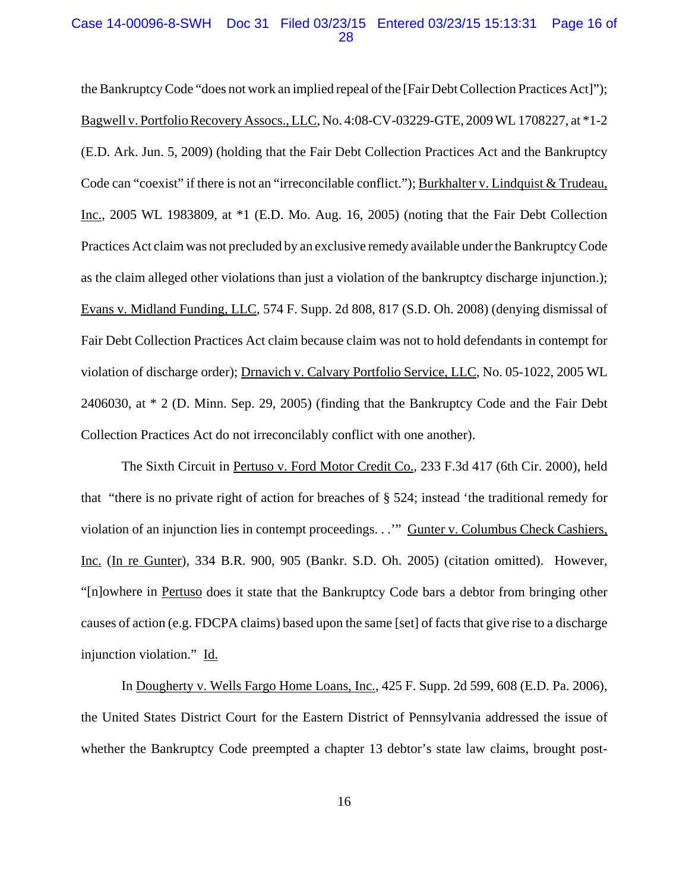the Bankruptcy Code "does not work an implied repeal of the [Fair Debt Collection Practices Act]"); Bagwell v. Portfolio Recovery Assocs., LLC, No. 4:08-CV-03229-GTE, 2009 WL 1708227, at *1-2 (E.D. Ark. Jun. 5, 2009) (holding that the Fair Debt Collection Practices Act and the Bankruptcy Code can "coexist" if there is not an "irreconcilable conflict."); Burkhalter v. Lindquist & Trudeau, Inc., 2005 WL 1983809, at *1 (E.D. Mo. Aug. 16, 2005) (noting that the Fair Debt Collection Practices Act claim was not precluded by an exclusive remedy available under the Bankruptcy Code as the claim alleged other violations than just a violation of the bankruptcy discharge injunction.); Evans v. Midland Funding, LLC, 574 F. Supp. 2d 808, 817 (S.D. Oh. 2008) (denying dismissal of Fair Debt Collection Practices Act claim because claim was not to hold defendants in contempt for violation of discharge order); Drnavich v. Calvary Portfolio Service, LLC, No. 05-1022, 2005 WL 2406030, at * 2 (D. Minn. Sep. 29, 2005) (finding that the Bankruptcy Code and the Fair Debt Collection Practices Act do not irreconcilably conflict with one another).

The Sixth Circuit in Pertuso v. Ford Motor Credit Co., 233 F.3d 417 (6th Cir. 2000), held that "there is no private right of action for breaches of § 524; instead 'the traditional remedy for violation of an injunction lies in contempt proceedings. . .'" Gunter v. Columbus Check Cashiers, Inc. (In re Gunter), 334 B.R. 900, 905 (Bankr. S.D. Oh. 2005) (citation omitted). However, "[n]owhere in Pertuso does it state that the Bankruptcy Code bars a debtor from bringing other causes of action (e.g. FDCPA claims) based upon the same [set] of facts that give rise to a discharge injunction violation." Id.

In Dougherty v. Wells Fargo Home Loans, Inc., 425 F. Supp. 2d 599, 608 (E.D. Pa. 2006), the United States District Court for the Eastern District of Pennsylvania addressed the issue of whether the Bankruptcy Code preempted a chapter 13 debtor's state law claims, brought post-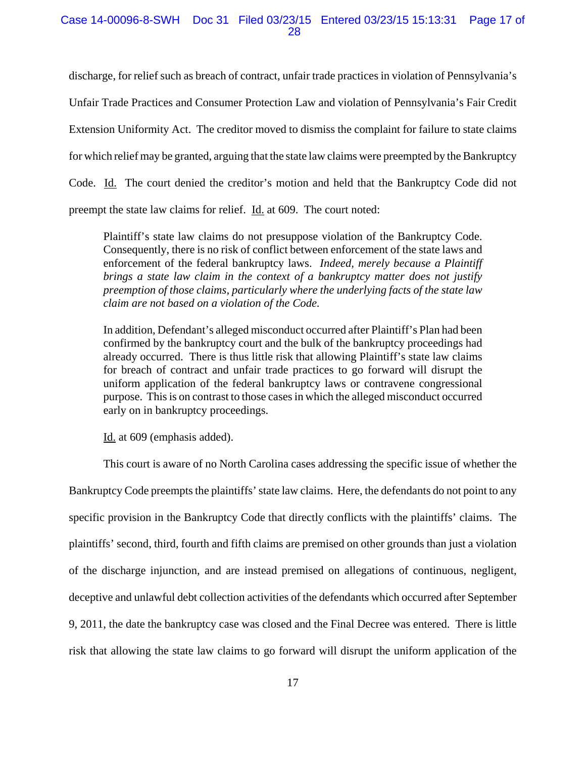discharge, for relief such as breach of contract, unfair trade practices in violation of Pennsylvania's Unfair Trade Practices and Consumer Protection Law and violation of Pennsylvania's Fair Credit Extension Uniformity Act. The creditor moved to dismiss the complaint for failure to state claims for which relief may be granted, arguing that the state law claims were preempted by the Bankruptcy Code. Id. The court denied the creditor's motion and held that the Bankruptcy Code did not preempt the state law claims for relief. Id. at 609. The court noted:

> Plaintiff's state law claims do not presuppose violation of the Bankruptcy Code. Consequently, there is no risk of conflict between enforcement of the state laws and enforcement of the federal bankruptcy laws. *Indeed, merely because a Plaintiff brings a state law claim in the context of a bankruptcy matter does not justify preemption of those claims, particularly where the underlying facts of the state law claim are not based on a violation of the Code.*
>
> In addition, Defendant's alleged misconduct occurred after Plaintiff's Plan had been confirmed by the bankruptcy court and the bulk of the bankruptcy proceedings had already occurred. There is thus little risk that allowing Plaintiff's state law claims for breach of contract and unfair trade practices to go forward will disrupt the uniform application of the federal bankruptcy laws or contravene congressional purpose. This is on contrast to those cases in which the alleged misconduct occurred early on in bankruptcy proceedings.
>
> Id. at 609 (emphasis added).

This court is aware of no North Carolina cases addressing the specific issue of whether the Bankruptcy Code preempts the plaintiffs' state law claims. Here, the defendants do not point to any specific provision in the Bankruptcy Code that directly conflicts with the plaintiffs' claims. The plaintiffs' second, third, fourth and fifth claims are premised on other grounds than just a violation of the discharge injunction, and are instead premised on allegations of continuous, negligent, deceptive and unlawful debt collection activities of the defendants which occurred after September 9, 2011, the date the bankruptcy case was closed and the Final Decree was entered. There is little risk that allowing the state law claims to go forward will disrupt the uniform application of the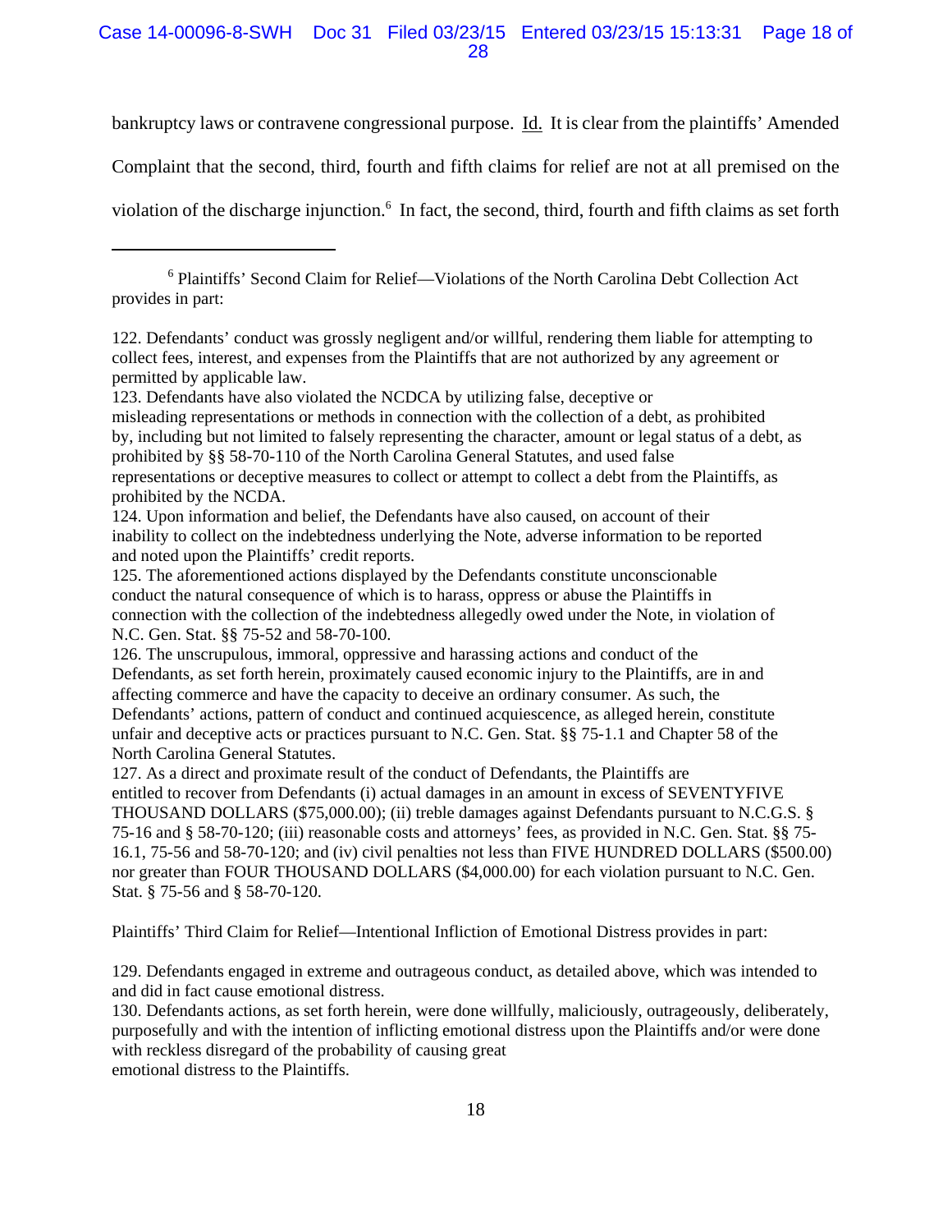bankruptcy laws or contravene congressional purpose. Id. It is clear from the plaintiffs' Amended Complaint that the second, third, fourth and fifth claims for relief are not at all premised on the violation of the discharge injunction.[6] In fact, the second, third, fourth and fifth claims as set forth

---

[6] Plaintiffs' Second Claim for Relief—Violations of the North Carolina Debt Collection Act provides in part:

122. Defendants' conduct was grossly negligent and/or willful, rendering them liable for attempting to collect fees, interest, and expenses from the Plaintiffs that are not authorized by any agreement or permitted by applicable law.
123. Defendants have also violated the NCDCA by utilizing false, deceptive or misleading representations or methods in connection with the collection of a debt, as prohibited by, including but not limited to falsely representing the character, amount or legal status of a debt, as prohibited by §§ 58-70-110 of the North Carolina General Statutes, and used false representations or deceptive measures to collect or attempt to collect a debt from the Plaintiffs, as prohibited by the NCDA.
124. Upon information and belief, the Defendants have also caused, on account of their inability to collect on the indebtedness underlying the Note, adverse information to be reported and noted upon the Plaintiffs' credit reports.
125. The aforementioned actions displayed by the Defendants constitute unconscionable conduct the natural consequence of which is to harass, oppress or abuse the Plaintiffs in connection with the collection of the indebtedness allegedly owed under the Note, in violation of N.C. Gen. Stat. §§ 75-52 and 58-70-100.
126. The unscrupulous, immoral, oppressive and harassing actions and conduct of the Defendants, as set forth herein, proximately caused economic injury to the Plaintiffs, are in and affecting commerce and have the capacity to deceive an ordinary consumer. As such, the Defendants' actions, pattern of conduct and continued acquiescence, as alleged herein, constitute unfair and deceptive acts or practices pursuant to N.C. Gen. Stat. §§ 75-1.1 and Chapter 58 of the North Carolina General Statutes.
127. As a direct and proximate result of the conduct of Defendants, the Plaintiffs are entitled to recover from Defendants (i) actual damages in an amount in excess of SEVENTYFIVE THOUSAND DOLLARS ($75,000.00); (ii) treble damages against Defendants pursuant to N.C.G.S. § 75-16 and § 58-70-120; (iii) reasonable costs and attorneys' fees, as provided in N.C. Gen. Stat. §§ 75-16.1, 75-56 and 58-70-120; and (iv) civil penalties not less than FIVE HUNDRED DOLLARS ($500.00) nor greater than FOUR THOUSAND DOLLARS ($4,000.00) for each violation pursuant to N.C. Gen. Stat. § 75-56 and § 58-70-120.

Plaintiffs' Third Claim for Relief—Intentional Infliction of Emotional Distress provides in part:

129. Defendants engaged in extreme and outrageous conduct, as detailed above, which was intended to and did in fact cause emotional distress.
130. Defendants actions, as set forth herein, were done willfully, maliciously, outrageously, deliberately, purposefully and with the intention of inflicting emotional distress upon the Plaintiffs and/or were done with reckless disregard of the probability of causing great emotional distress to the Plaintiffs.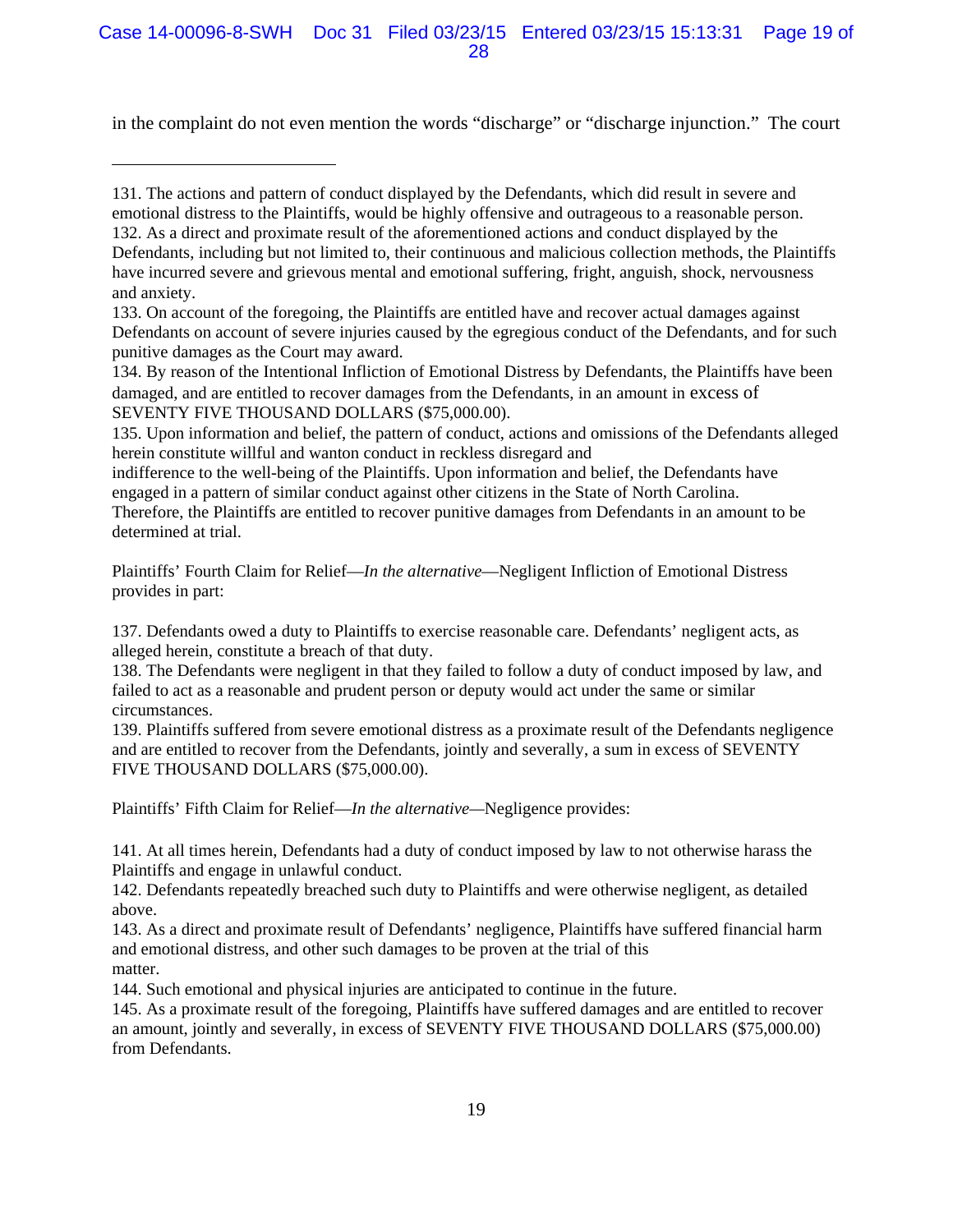in the complaint do not even mention the words "discharge" or "discharge injunction." The court

---

131. The actions and pattern of conduct displayed by the Defendants, which did result in severe and emotional distress to the Plaintiffs, would be highly offensive and outrageous to a reasonable person.
132. As a direct and proximate result of the aforementioned actions and conduct displayed by the Defendants, including but not limited to, their continuous and malicious collection methods, the Plaintiffs have incurred severe and grievous mental and emotional suffering, fright, anguish, shock, nervousness and anxiety.
133. On account of the foregoing, the Plaintiffs are entitled have and recover actual damages against Defendants on account of severe injuries caused by the egregious conduct of the Defendants, and for such punitive damages as the Court may award.
134. By reason of the Intentional Infliction of Emotional Distress by Defendants, the Plaintiffs have been damaged, and are entitled to recover damages from the Defendants, in an amount in excess of SEVENTY FIVE THOUSAND DOLLARS ($75,000.00).
135. Upon information and belief, the pattern of conduct, actions and omissions of the Defendants alleged herein constitute willful and wanton conduct in reckless disregard and
indifference to the well-being of the Plaintiffs. Upon information and belief, the Defendants have engaged in a pattern of similar conduct against other citizens in the State of North Carolina. Therefore, the Plaintiffs are entitled to recover punitive damages from Defendants in an amount to be determined at trial.

Plaintiffs' Fourth Claim for Relief—*In the alternative*—Negligent Infliction of Emotional Distress provides in part:

137. Defendants owed a duty to Plaintiffs to exercise reasonable care. Defendants' negligent acts, as alleged herein, constitute a breach of that duty.
138. The Defendants were negligent in that they failed to follow a duty of conduct imposed by law, and failed to act as a reasonable and prudent person or deputy would act under the same or similar circumstances.
139. Plaintiffs suffered from severe emotional distress as a proximate result of the Defendants negligence and are entitled to recover from the Defendants, jointly and severally, a sum in excess of SEVENTY FIVE THOUSAND DOLLARS ($75,000.00).

Plaintiffs' Fifth Claim for Relief—*In the alternative*—Negligence provides:

141. At all times herein, Defendants had a duty of conduct imposed by law to not otherwise harass the Plaintiffs and engage in unlawful conduct.
142. Defendants repeatedly breached such duty to Plaintiffs and were otherwise negligent, as detailed above.
143. As a direct and proximate result of Defendants' negligence, Plaintiffs have suffered financial harm and emotional distress, and other such damages to be proven at the trial of this
matter.
144. Such emotional and physical injuries are anticipated to continue in the future.
145. As a proximate result of the foregoing, Plaintiffs have suffered damages and are entitled to recover an amount, jointly and severally, in excess of SEVENTY FIVE THOUSAND DOLLARS ($75,000.00) from Defendants.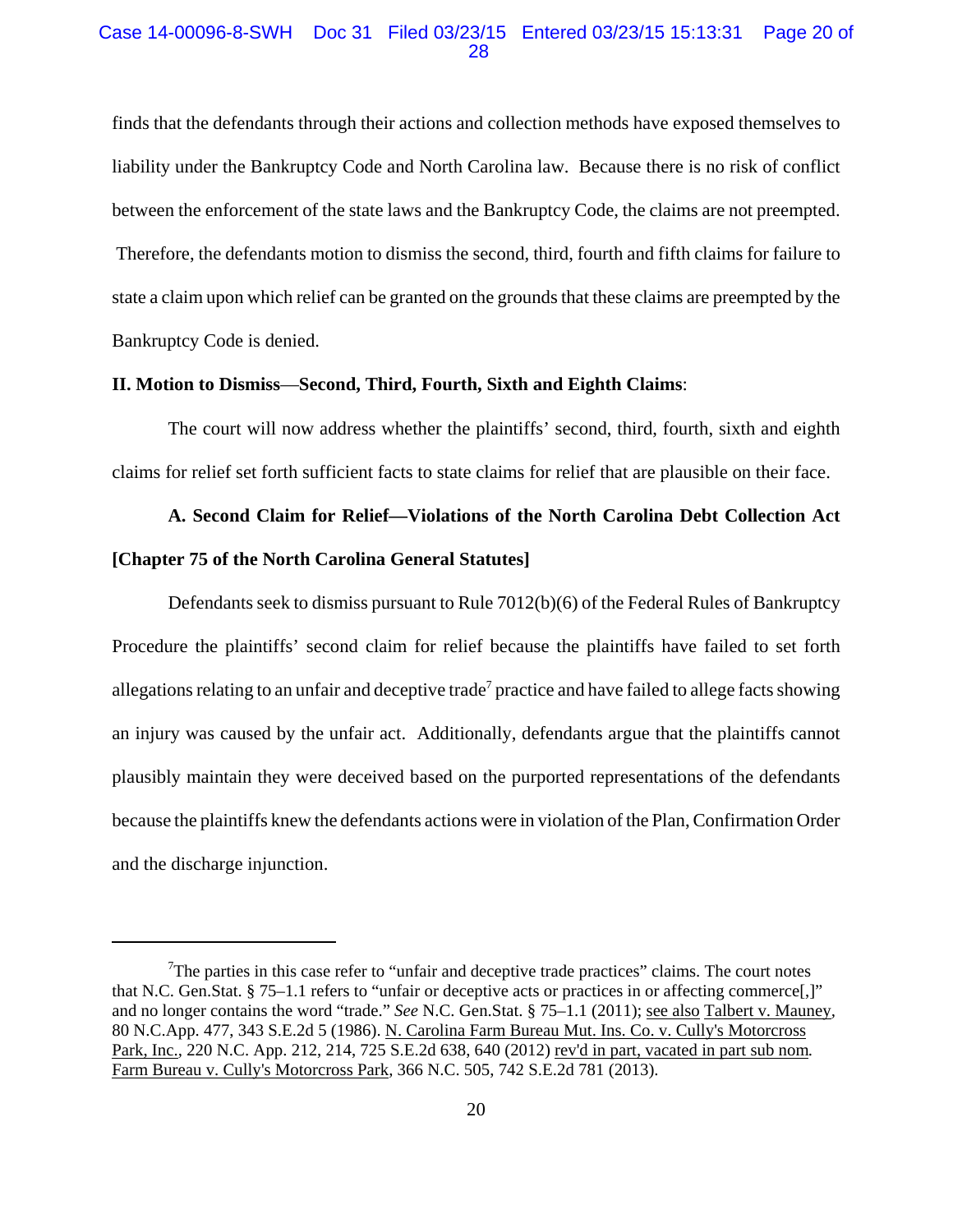finds that the defendants through their actions and collection methods have exposed themselves to liability under the Bankruptcy Code and North Carolina law. Because there is no risk of conflict between the enforcement of the state laws and the Bankruptcy Code, the claims are not preempted. Therefore, the defendants motion to dismiss the second, third, fourth and fifth claims for failure to state a claim upon which relief can be granted on the grounds that these claims are preempted by the Bankruptcy Code is denied.

**II. Motion to Dismiss—Second, Third, Fourth, Sixth and Eighth Claims**:

The court will now address whether the plaintiffs' second, third, fourth, sixth and eighth claims for relief set forth sufficient facts to state claims for relief that are plausible on their face.

**A. Second Claim for Relief—Violations of the North Carolina Debt Collection Act [Chapter 75 of the North Carolina General Statutes]**

Defendants seek to dismiss pursuant to Rule 7012(b)(6) of the Federal Rules of Bankruptcy Procedure the plaintiffs' second claim for relief because the plaintiffs have failed to set forth allegations relating to an unfair and deceptive trade[7] practice and have failed to allege facts showing an injury was caused by the unfair act. Additionally, defendants argue that the plaintiffs cannot plausibly maintain they were deceived based on the purported representations of the defendants because the plaintiffs knew the defendants actions were in violation of the Plan, Confirmation Order and the discharge injunction.

---

[7]The parties in this case refer to "unfair and deceptive trade practices" claims. The court notes that N.C. Gen.Stat. § 75–1.1 refers to "unfair or deceptive acts or practices in or affecting commerce[,]" and no longer contains the word "trade." *See* N.C. Gen.Stat. § 75–1.1 (2011); see also Talbert v. Mauney, 80 N.C.App. 477, 343 S.E.2d 5 (1986). N. Carolina Farm Bureau Mut. Ins. Co. v. Cully's Motorcross Park, Inc., 220 N.C. App. 212, 214, 725 S.E.2d 638, 640 (2012) rev'd in part, vacated in part sub nom. Farm Bureau v. Cully's Motorcross Park, 366 N.C. 505, 742 S.E.2d 781 (2013).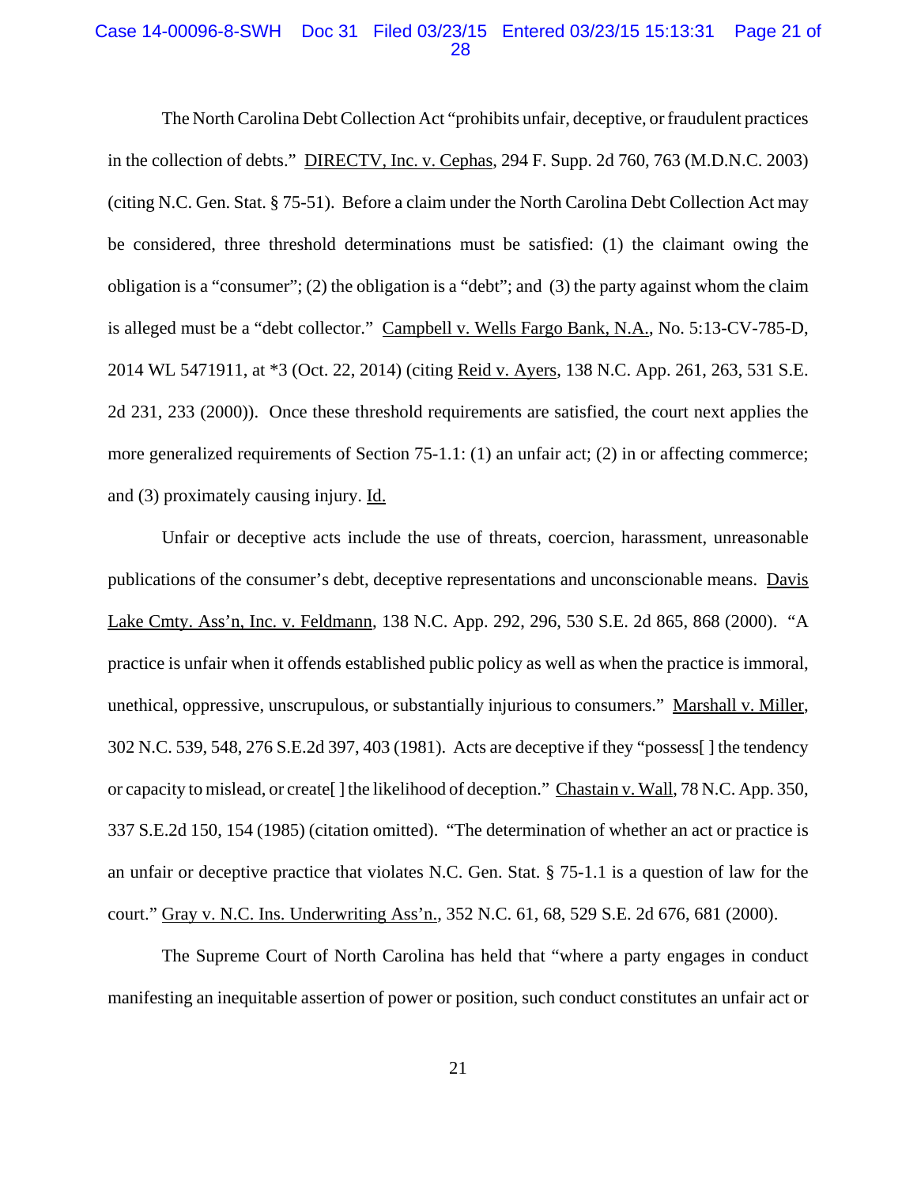The North Carolina Debt Collection Act "prohibits unfair, deceptive, or fraudulent practices in the collection of debts." DIRECTV, Inc. v. Cephas, 294 F. Supp. 2d 760, 763 (M.D.N.C. 2003) (citing N.C. Gen. Stat. § 75-51). Before a claim under the North Carolina Debt Collection Act may be considered, three threshold determinations must be satisfied: (1) the claimant owing the obligation is a "consumer"; (2) the obligation is a "debt"; and (3) the party against whom the claim is alleged must be a "debt collector." Campbell v. Wells Fargo Bank, N.A., No. 5:13-CV-785-D, 2014 WL 5471911, at *3 (Oct. 22, 2014) (citing Reid v. Ayers, 138 N.C. App. 261, 263, 531 S.E. 2d 231, 233 (2000)). Once these threshold requirements are satisfied, the court next applies the more generalized requirements of Section 75-1.1: (1) an unfair act; (2) in or affecting commerce; and (3) proximately causing injury. Id.

Unfair or deceptive acts include the use of threats, coercion, harassment, unreasonable publications of the consumer's debt, deceptive representations and unconscionable means. Davis Lake Cmty. Ass'n, Inc. v. Feldmann, 138 N.C. App. 292, 296, 530 S.E. 2d 865, 868 (2000). "A practice is unfair when it offends established public policy as well as when the practice is immoral, unethical, oppressive, unscrupulous, or substantially injurious to consumers." Marshall v. Miller, 302 N.C. 539, 548, 276 S.E.2d 397, 403 (1981). Acts are deceptive if they "possess[ ] the tendency or capacity to mislead, or create[ ] the likelihood of deception." Chastain v. Wall, 78 N.C. App. 350, 337 S.E.2d 150, 154 (1985) (citation omitted). "The determination of whether an act or practice is an unfair or deceptive practice that violates N.C. Gen. Stat. § 75-1.1 is a question of law for the court." Gray v. N.C. Ins. Underwriting Ass'n., 352 N.C. 61, 68, 529 S.E. 2d 676, 681 (2000).

The Supreme Court of North Carolina has held that "where a party engages in conduct manifesting an inequitable assertion of power or position, such conduct constitutes an unfair act or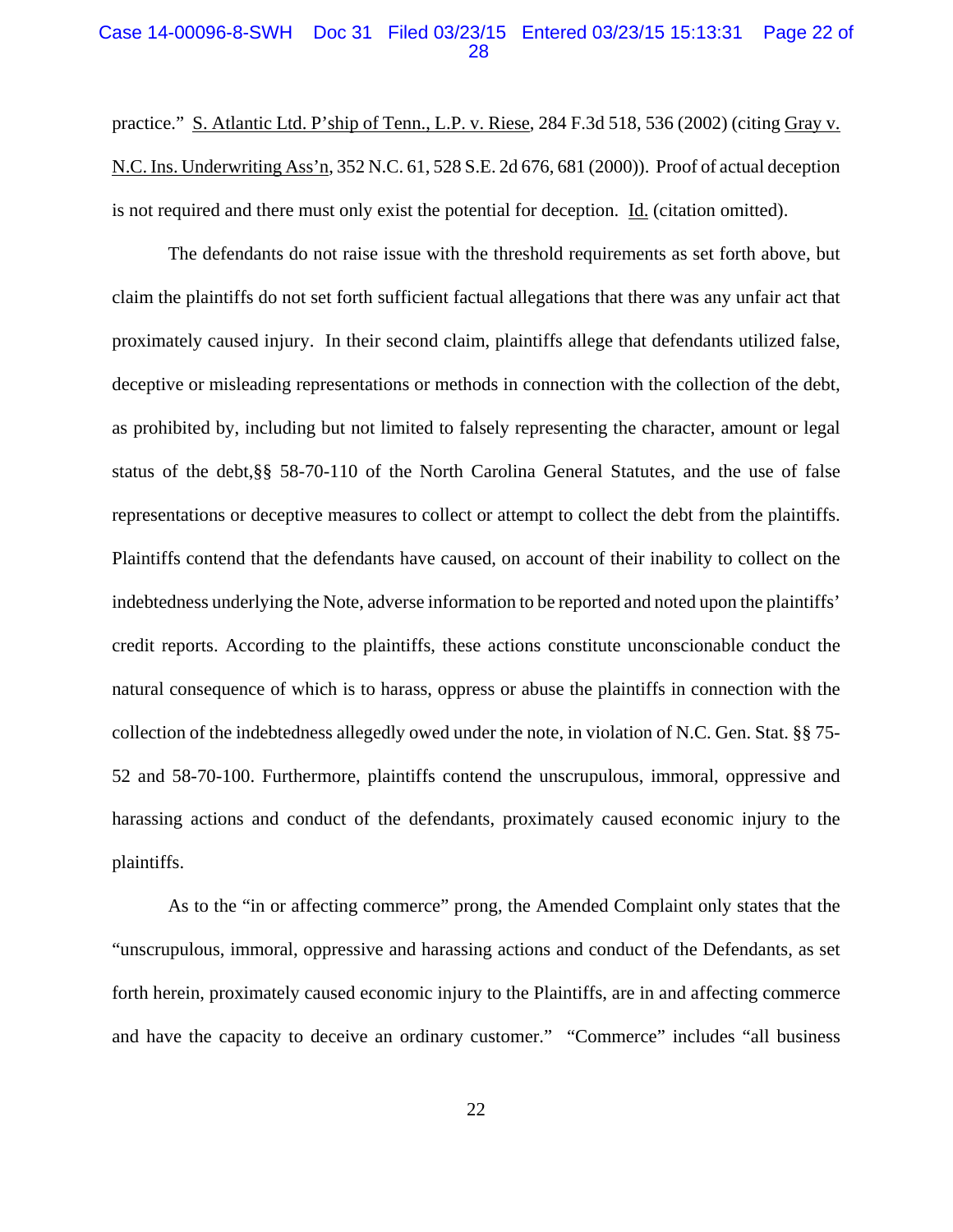practice." S. Atlantic Ltd. P'ship of Tenn., L.P. v. Riese, 284 F.3d 518, 536 (2002) (citing Gray v. N.C. Ins. Underwriting Ass'n, 352 N.C. 61, 528 S.E. 2d 676, 681 (2000)). Proof of actual deception is not required and there must only exist the potential for deception. Id. (citation omitted).

The defendants do not raise issue with the threshold requirements as set forth above, but claim the plaintiffs do not set forth sufficient factual allegations that there was any unfair act that proximately caused injury. In their second claim, plaintiffs allege that defendants utilized false, deceptive or misleading representations or methods in connection with the collection of the debt, as prohibited by, including but not limited to falsely representing the character, amount or legal status of the debt,§§ 58-70-110 of the North Carolina General Statutes, and the use of false representations or deceptive measures to collect or attempt to collect the debt from the plaintiffs. Plaintiffs contend that the defendants have caused, on account of their inability to collect on the indebtedness underlying the Note, adverse information to be reported and noted upon the plaintiffs' credit reports. According to the plaintiffs, these actions constitute unconscionable conduct the natural consequence of which is to harass, oppress or abuse the plaintiffs in connection with the collection of the indebtedness allegedly owed under the note, in violation of N.C. Gen. Stat. §§ 75-52 and 58-70-100. Furthermore, plaintiffs contend the unscrupulous, immoral, oppressive and harassing actions and conduct of the defendants, proximately caused economic injury to the plaintiffs.

As to the "in or affecting commerce" prong, the Amended Complaint only states that the "unscrupulous, immoral, oppressive and harassing actions and conduct of the Defendants, as set forth herein, proximately caused economic injury to the Plaintiffs, are in and affecting commerce and have the capacity to deceive an ordinary customer." "Commerce" includes "all business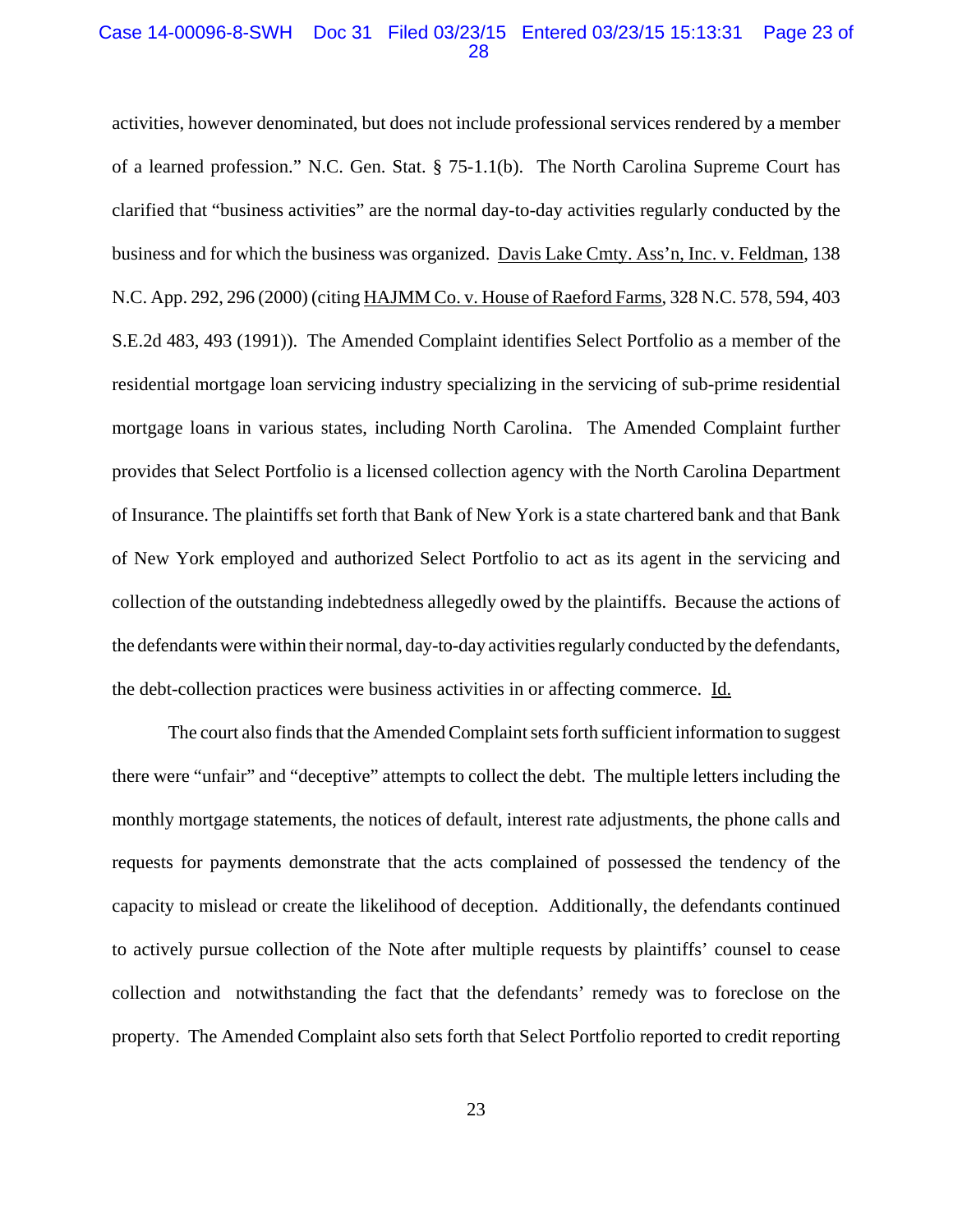activities, however denominated, but does not include professional services rendered by a member of a learned profession." N.C. Gen. Stat. § 75-1.1(b). The North Carolina Supreme Court has clarified that "business activities" are the normal day-to-day activities regularly conducted by the business and for which the business was organized. Davis Lake Cmty. Ass'n, Inc. v. Feldman, 138 N.C. App. 292, 296 (2000) (citing HAJMM Co. v. House of Raeford Farms, 328 N.C. 578, 594, 403 S.E.2d 483, 493 (1991)). The Amended Complaint identifies Select Portfolio as a member of the residential mortgage loan servicing industry specializing in the servicing of sub-prime residential mortgage loans in various states, including North Carolina. The Amended Complaint further provides that Select Portfolio is a licensed collection agency with the North Carolina Department of Insurance. The plaintiffs set forth that Bank of New York is a state chartered bank and that Bank of New York employed and authorized Select Portfolio to act as its agent in the servicing and collection of the outstanding indebtedness allegedly owed by the plaintiffs. Because the actions of the defendants were within their normal, day-to-day activities regularly conducted by the defendants, the debt-collection practices were business activities in or affecting commerce. Id.

The court also finds that the Amended Complaint sets forth sufficient information to suggest there were "unfair" and "deceptive" attempts to collect the debt. The multiple letters including the monthly mortgage statements, the notices of default, interest rate adjustments, the phone calls and requests for payments demonstrate that the acts complained of possessed the tendency of the capacity to mislead or create the likelihood of deception. Additionally, the defendants continued to actively pursue collection of the Note after multiple requests by plaintiffs' counsel to cease collection and notwithstanding the fact that the defendants' remedy was to foreclose on the property. The Amended Complaint also sets forth that Select Portfolio reported to credit reporting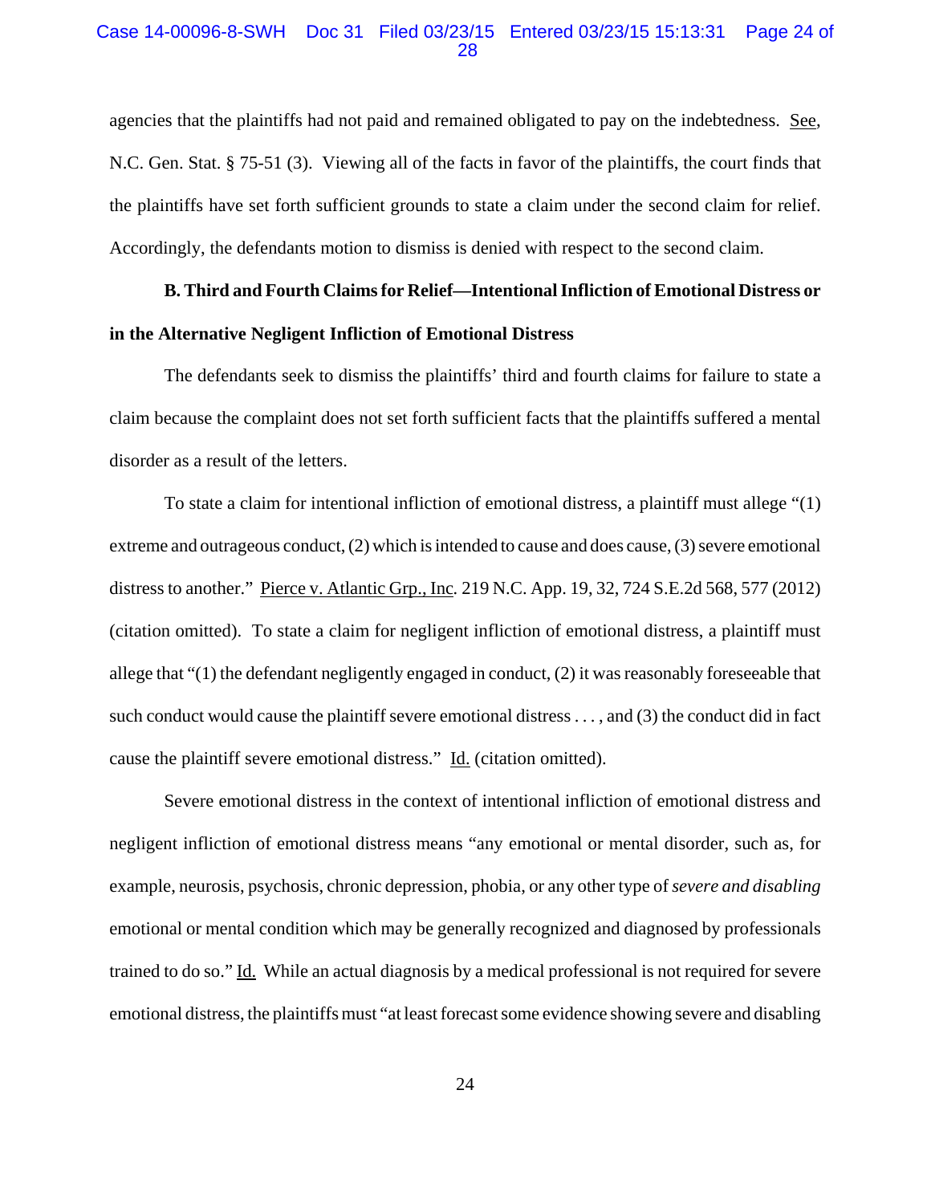agencies that the plaintiffs had not paid and remained obligated to pay on the indebtedness. See, N.C. Gen. Stat. § 75-51 (3). Viewing all of the facts in favor of the plaintiffs, the court finds that the plaintiffs have set forth sufficient grounds to state a claim under the second claim for relief. Accordingly, the defendants motion to dismiss is denied with respect to the second claim.

**B. Third and Fourth Claims for Relief—Intentional Infliction of Emotional Distress or in the Alternative Negligent Infliction of Emotional Distress**

The defendants seek to dismiss the plaintiffs' third and fourth claims for failure to state a claim because the complaint does not set forth sufficient facts that the plaintiffs suffered a mental disorder as a result of the letters.

To state a claim for intentional infliction of emotional distress, a plaintiff must allege "(1) extreme and outrageous conduct, (2) which is intended to cause and does cause, (3) severe emotional distress to another." Pierce v. Atlantic Grp., Inc. 219 N.C. App. 19, 32, 724 S.E.2d 568, 577 (2012) (citation omitted). To state a claim for negligent infliction of emotional distress, a plaintiff must allege that "(1) the defendant negligently engaged in conduct, (2) it was reasonably foreseeable that such conduct would cause the plaintiff severe emotional distress . . . , and (3) the conduct did in fact cause the plaintiff severe emotional distress." Id. (citation omitted).

Severe emotional distress in the context of intentional infliction of emotional distress and negligent infliction of emotional distress means "any emotional or mental disorder, such as, for example, neurosis, psychosis, chronic depression, phobia, or any other type of *severe and disabling* emotional or mental condition which may be generally recognized and diagnosed by professionals trained to do so." Id. While an actual diagnosis by a medical professional is not required for severe emotional distress, the plaintiffs must "at least forecast some evidence showing severe and disabling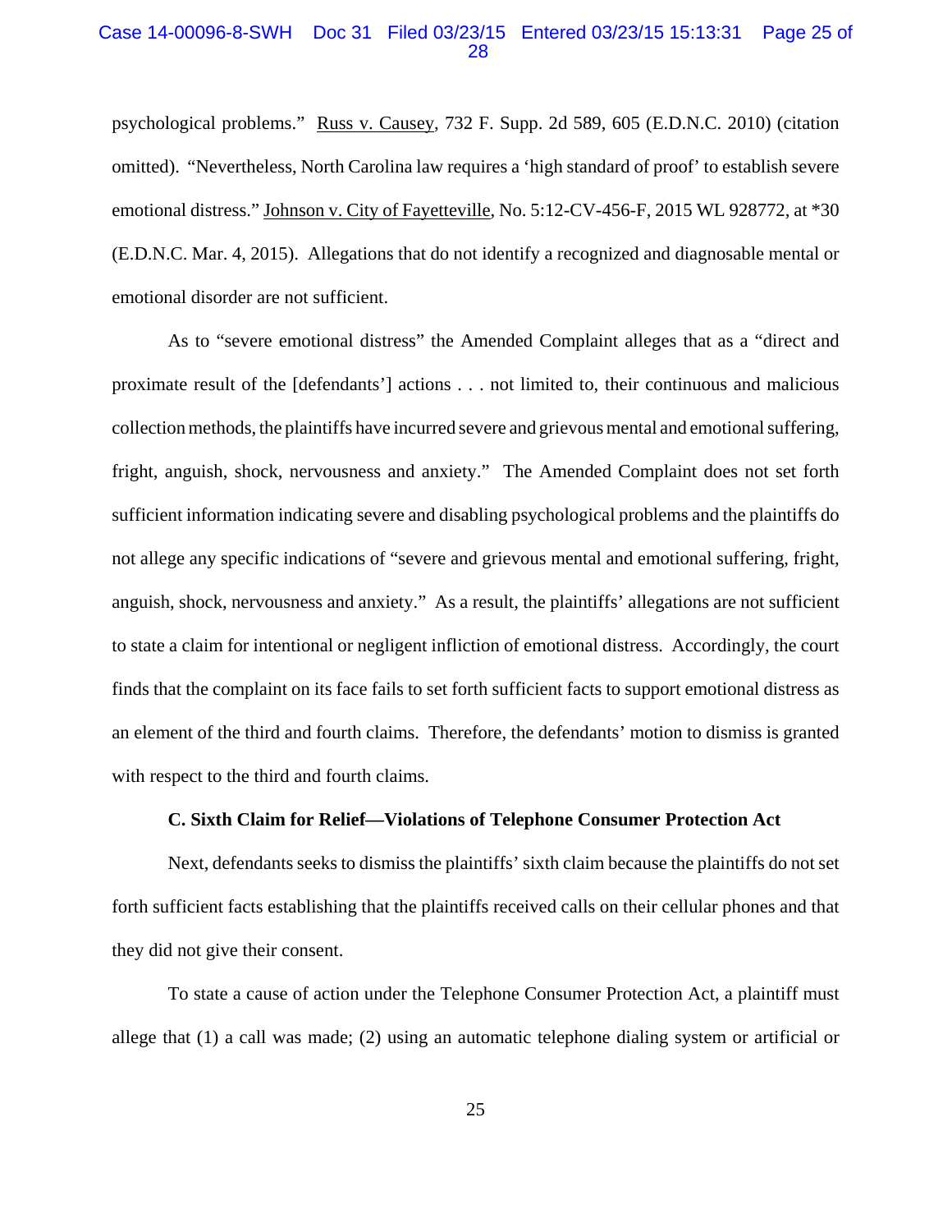psychological problems." Russ v. Causey, 732 F. Supp. 2d 589, 605 (E.D.N.C. 2010) (citation omitted). "Nevertheless, North Carolina law requires a 'high standard of proof' to establish severe emotional distress." Johnson v. City of Fayetteville, No. 5:12-CV-456-F, 2015 WL 928772, at *30 (E.D.N.C. Mar. 4, 2015). Allegations that do not identify a recognized and diagnosable mental or emotional disorder are not sufficient.

As to "severe emotional distress" the Amended Complaint alleges that as a "direct and proximate result of the [defendants'] actions . . . not limited to, their continuous and malicious collection methods, the plaintiffs have incurred severe and grievous mental and emotional suffering, fright, anguish, shock, nervousness and anxiety." The Amended Complaint does not set forth sufficient information indicating severe and disabling psychological problems and the plaintiffs do not allege any specific indications of "severe and grievous mental and emotional suffering, fright, anguish, shock, nervousness and anxiety." As a result, the plaintiffs' allegations are not sufficient to state a claim for intentional or negligent infliction of emotional distress. Accordingly, the court finds that the complaint on its face fails to set forth sufficient facts to support emotional distress as an element of the third and fourth claims. Therefore, the defendants' motion to dismiss is granted with respect to the third and fourth claims.

**C. Sixth Claim for Relief—Violations of Telephone Consumer Protection Act**

Next, defendants seeks to dismiss the plaintiffs' sixth claim because the plaintiffs do not set forth sufficient facts establishing that the plaintiffs received calls on their cellular phones and that they did not give their consent.

To state a cause of action under the Telephone Consumer Protection Act, a plaintiff must allege that (1) a call was made; (2) using an automatic telephone dialing system or artificial or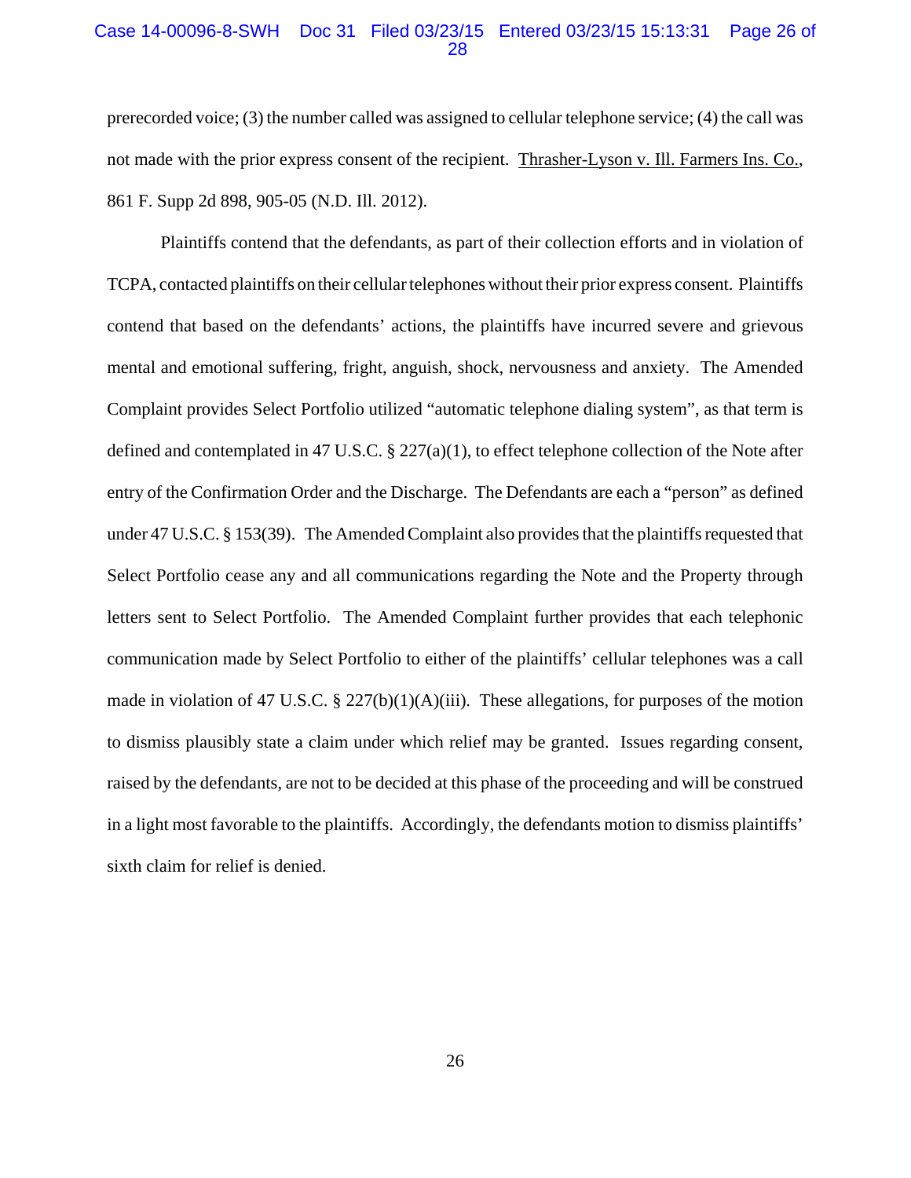prerecorded voice; (3) the number called was assigned to cellular telephone service; (4) the call was not made with the prior express consent of the recipient. Thrasher-Lyson v. Ill. Farmers Ins. Co., 861 F. Supp 2d 898, 905-05 (N.D. Ill. 2012).

Plaintiffs contend that the defendants, as part of their collection efforts and in violation of TCPA, contacted plaintiffs on their cellular telephones without their prior express consent. Plaintiffs contend that based on the defendants' actions, the plaintiffs have incurred severe and grievous mental and emotional suffering, fright, anguish, shock, nervousness and anxiety. The Amended Complaint provides Select Portfolio utilized "automatic telephone dialing system", as that term is defined and contemplated in 47 U.S.C. § 227(a)(1), to effect telephone collection of the Note after entry of the Confirmation Order and the Discharge. The Defendants are each a "person" as defined under 47 U.S.C. § 153(39). The Amended Complaint also provides that the plaintiffs requested that Select Portfolio cease any and all communications regarding the Note and the Property through letters sent to Select Portfolio. The Amended Complaint further provides that each telephonic communication made by Select Portfolio to either of the plaintiffs' cellular telephones was a call made in violation of 47 U.S.C. § 227(b)(1)(A)(iii). These allegations, for purposes of the motion to dismiss plausibly state a claim under which relief may be granted. Issues regarding consent, raised by the defendants, are not to be decided at this phase of the proceeding and will be construed in a light most favorable to the plaintiffs. Accordingly, the defendants motion to dismiss plaintiffs' sixth claim for relief is denied.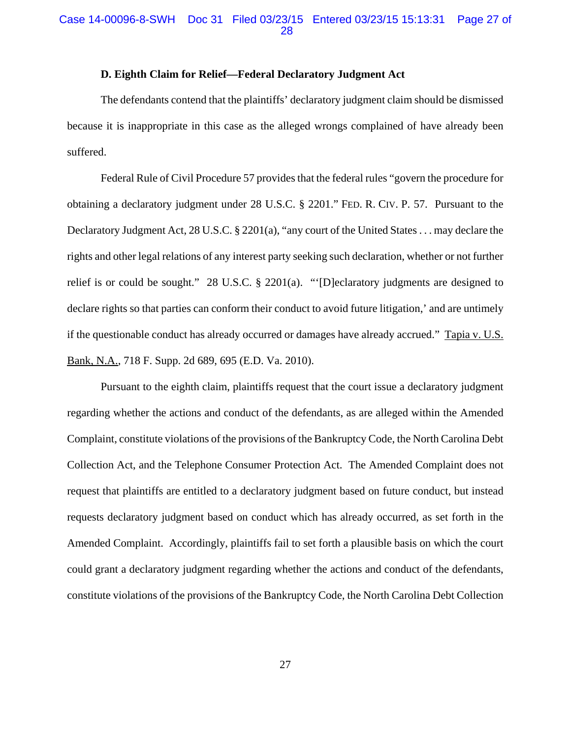**D. Eighth Claim for Relief—Federal Declaratory Judgment Act**

The defendants contend that the plaintiffs' declaratory judgment claim should be dismissed because it is inappropriate in this case as the alleged wrongs complained of have already been suffered.

Federal Rule of Civil Procedure 57 provides that the federal rules "govern the procedure for obtaining a declaratory judgment under 28 U.S.C. § 2201." FED. R. CIV. P. 57. Pursuant to the Declaratory Judgment Act, 28 U.S.C. § 2201(a), "any court of the United States . . . may declare the rights and other legal relations of any interest party seeking such declaration, whether or not further relief is or could be sought." 28 U.S.C. § 2201(a). "'[D]eclaratory judgments are designed to declare rights so that parties can conform their conduct to avoid future litigation,' and are untimely if the questionable conduct has already occurred or damages have already accrued." Tapia v. U.S. Bank, N.A., 718 F. Supp. 2d 689, 695 (E.D. Va. 2010).

Pursuant to the eighth claim, plaintiffs request that the court issue a declaratory judgment regarding whether the actions and conduct of the defendants, as are alleged within the Amended Complaint, constitute violations of the provisions of the Bankruptcy Code, the North Carolina Debt Collection Act, and the Telephone Consumer Protection Act. The Amended Complaint does not request that plaintiffs are entitled to a declaratory judgment based on future conduct, but instead requests declaratory judgment based on conduct which has already occurred, as set forth in the Amended Complaint. Accordingly, plaintiffs fail to set forth a plausible basis on which the court could grant a declaratory judgment regarding whether the actions and conduct of the defendants, constitute violations of the provisions of the Bankruptcy Code, the North Carolina Debt Collection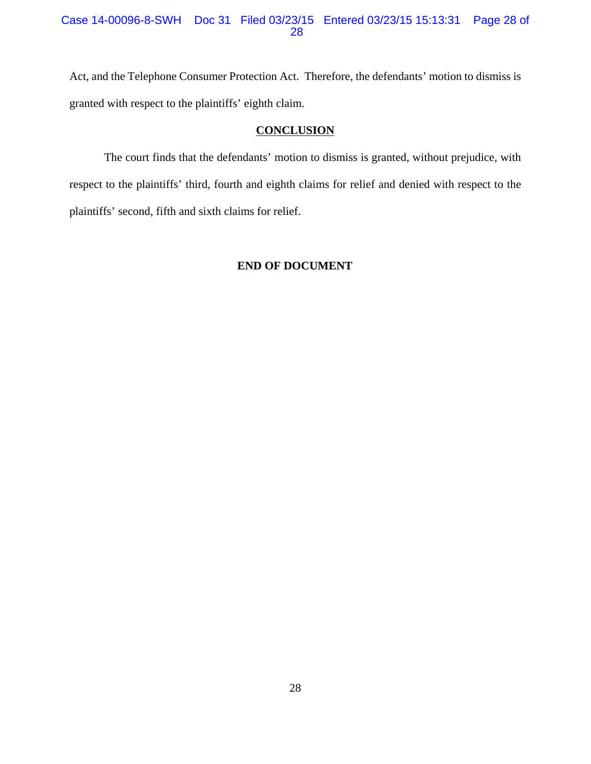Act, and the Telephone Consumer Protection Act. Therefore, the defendants' motion to dismiss is granted with respect to the plaintiffs' eighth claim.

## CONCLUSION

The court finds that the defendants' motion to dismiss is granted, without prejudice, with respect to the plaintiffs' third, fourth and eighth claims for relief and denied with respect to the plaintiffs' second, fifth and sixth claims for relief.

**END OF DOCUMENT**